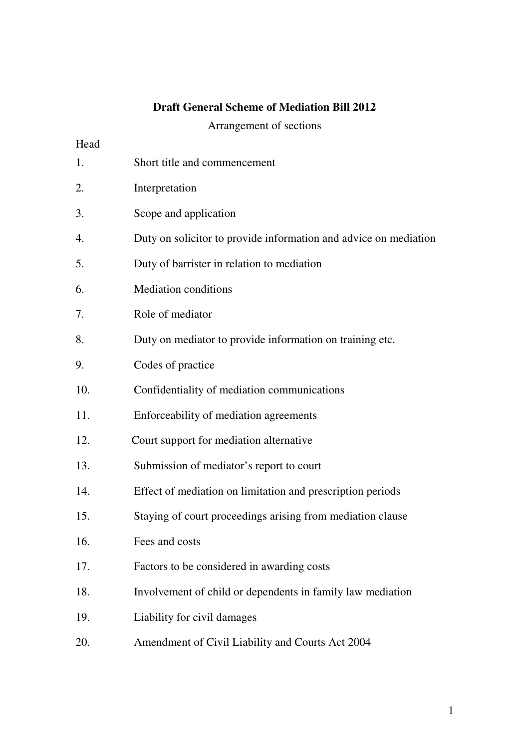# Draft General Scheme of Mediation Bill 2012

Arrangement of sections

| Head | |
|---|---|
| 1. | Short title and commencement |
| 2. | Interpretation |
| 3. | Scope and application |
| 4. | Duty on solicitor to provide information and advice on mediation |
| 5. | Duty of barrister in relation to mediation |
| 6. | Mediation conditions |
| 7. | Role of mediator |
| 8. | Duty on mediator to provide information on training etc. |
| 9. | Codes of practice |
| 10. | Confidentiality of mediation communications |
| 11. | Enforceability of mediation agreements |
| 12. | Court support for mediation alternative |
| 13. | Submission of mediator's report to court |
| 14. | Effect of mediation on limitation and prescription periods |
| 15. | Staying of court proceedings arising from mediation clause |
| 16. | Fees and costs |
| 17. | Factors to be considered in awarding costs |
| 18. | Involvement of child or dependents in family law mediation |
| 19. | Liability for civil damages |
| 20. | Amendment of Civil Liability and Courts Act 2004 |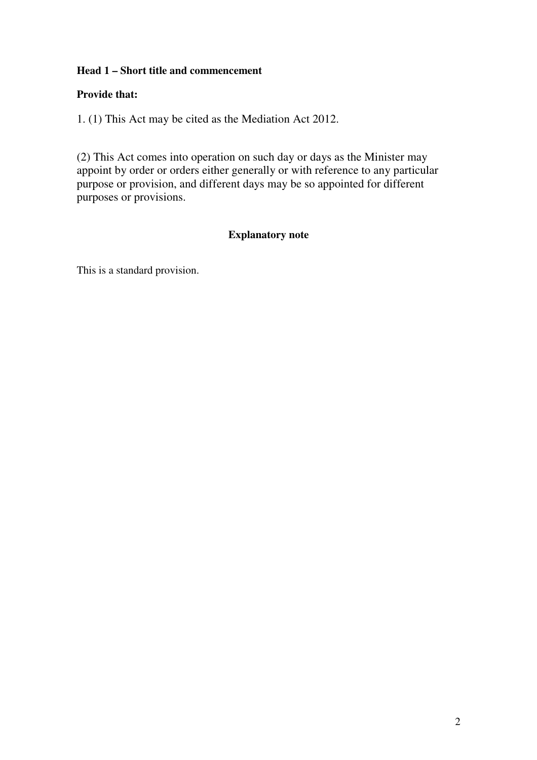**Head 1 – Short title and commencement**

**Provide that:**

1. (1) This Act may be cited as the Mediation Act 2012.

(2) This Act comes into operation on such day or days as the Minister may appoint by order or orders either generally or with reference to any particular purpose or provision, and different days may be so appointed for different purposes or provisions.

**Explanatory note**

This is a standard provision.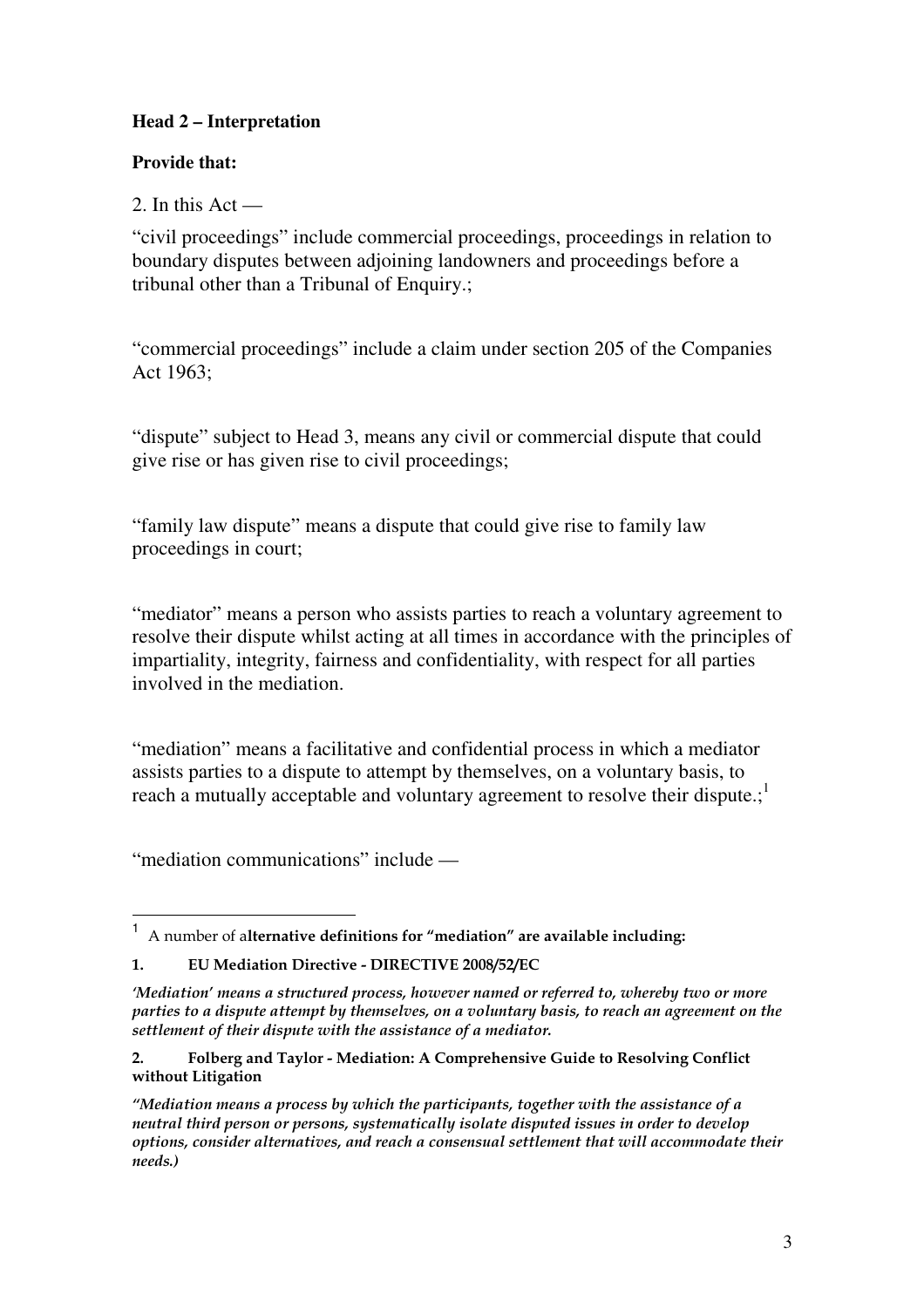**Head 2 – Interpretation**

**Provide that:**

2. In this Act —

"civil proceedings" include commercial proceedings, proceedings in relation to boundary disputes between adjoining landowners and proceedings before a tribunal other than a Tribunal of Enquiry.;

"commercial proceedings" include a claim under section 205 of the Companies Act 1963;

"dispute" subject to Head 3, means any civil or commercial dispute that could give rise or has given rise to civil proceedings;

"family law dispute" means a dispute that could give rise to family law proceedings in court;

"mediator" means a person who assists parties to reach a voluntary agreement to resolve their dispute whilst acting at all times in accordance with the principles of impartiality, integrity, fairness and confidentiality, with respect for all parties involved in the mediation.

"mediation" means a facilitative and confidential process in which a mediator assists parties to a dispute to attempt by themselves, on a voluntary basis, to reach a mutually acceptable and voluntary agreement to resolve their dispute.;[1]

"mediation communications" include —

---

[1] A number of a**lternative definitions for "mediation" are available including:**

**1. EU Mediation Directive - DIRECTIVE 2008/52/EC**

*'Mediation' means a structured process, however named or referred to, whereby two or more parties to a dispute attempt by themselves, on a voluntary basis, to reach an agreement on the settlement of their dispute with the assistance of a mediator.*

**2. Folberg and Taylor - Mediation: A Comprehensive Guide to Resolving Conflict without Litigation**

*"Mediation means a process by which the participants, together with the assistance of a neutral third person or persons, systematically isolate disputed issues in order to develop options, consider alternatives, and reach a consensual settlement that will accommodate their needs.)*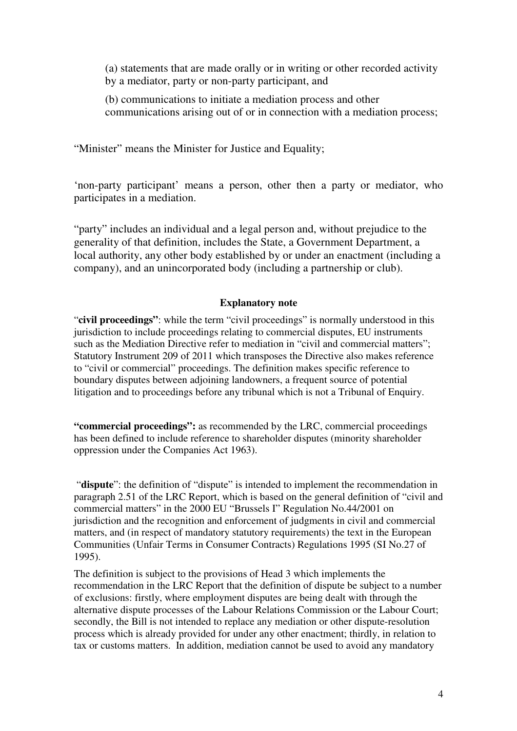(a) statements that are made orally or in writing or other recorded activity by a mediator, party or non-party participant, and

(b) communications to initiate a mediation process and other communications arising out of or in connection with a mediation process;

"Minister" means the Minister for Justice and Equality;

'non-party participant' means a person, other then a party or mediator, who participates in a mediation.

"party" includes an individual and a legal person and, without prejudice to the generality of that definition, includes the State, a Government Department, a local authority, any other body established by or under an enactment (including a company), and an unincorporated body (including a partnership or club).

**Explanatory note**

"**civil proceedings"**: while the term "civil proceedings" is normally understood in this jurisdiction to include proceedings relating to commercial disputes, EU instruments such as the Mediation Directive refer to mediation in "civil and commercial matters"; Statutory Instrument 209 of 2011 which transposes the Directive also makes reference to "civil or commercial" proceedings. The definition makes specific reference to boundary disputes between adjoining landowners, a frequent source of potential litigation and to proceedings before any tribunal which is not a Tribunal of Enquiry.

**"commercial proceedings":** as recommended by the LRC, commercial proceedings has been defined to include reference to shareholder disputes (minority shareholder oppression under the Companies Act 1963).

"**dispute**": the definition of "dispute" is intended to implement the recommendation in paragraph 2.51 of the LRC Report, which is based on the general definition of "civil and commercial matters" in the 2000 EU "Brussels I" Regulation No.44/2001 on jurisdiction and the recognition and enforcement of judgments in civil and commercial matters, and (in respect of mandatory statutory requirements) the text in the European Communities (Unfair Terms in Consumer Contracts) Regulations 1995 (SI No.27 of 1995).

The definition is subject to the provisions of Head 3 which implements the recommendation in the LRC Report that the definition of dispute be subject to a number of exclusions: firstly, where employment disputes are being dealt with through the alternative dispute processes of the Labour Relations Commission or the Labour Court; secondly, the Bill is not intended to replace any mediation or other dispute-resolution process which is already provided for under any other enactment; thirdly, in relation to tax or customs matters. In addition, mediation cannot be used to avoid any mandatory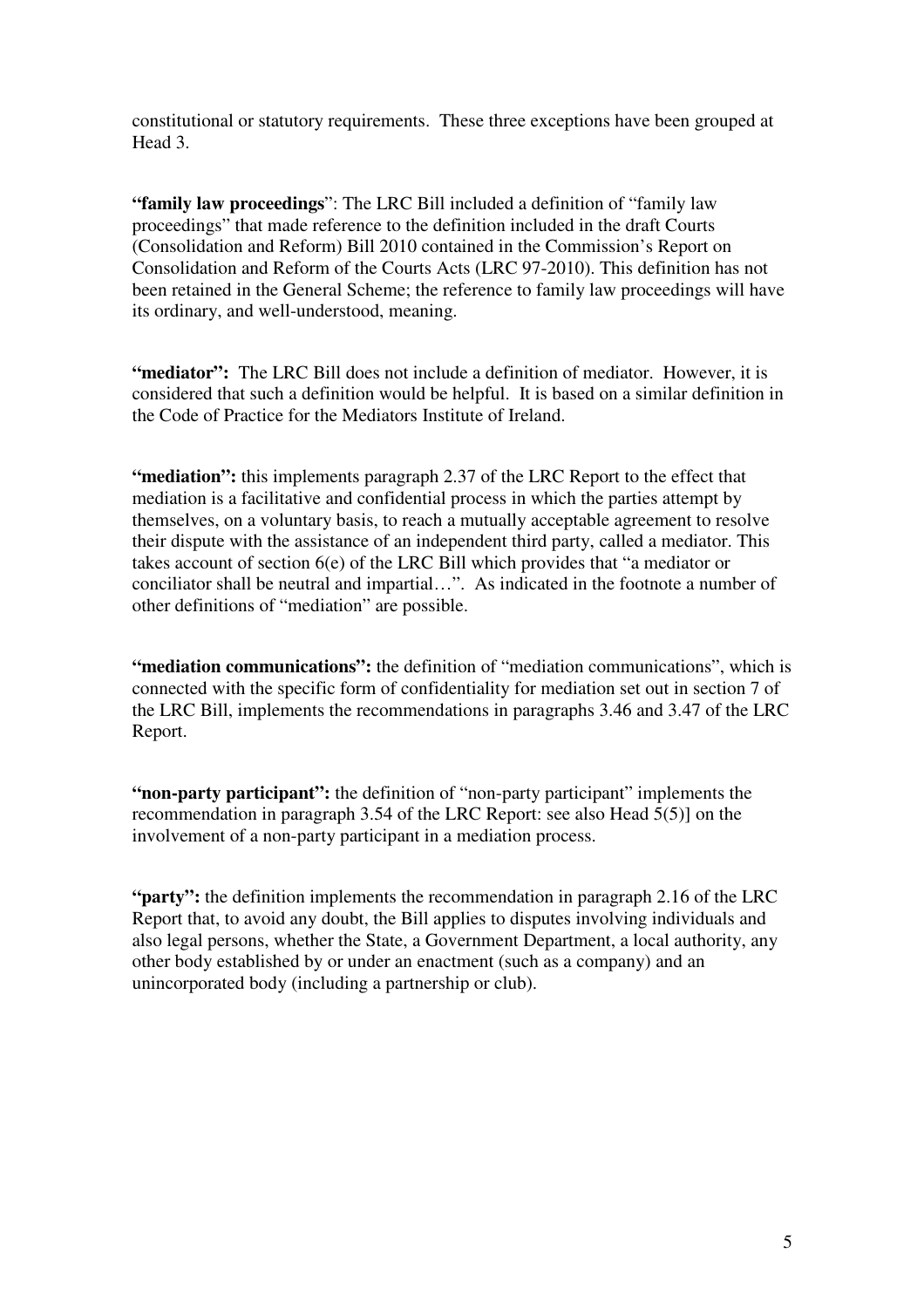constitutional or statutory requirements. These three exceptions have been grouped at Head 3.

**"family law proceedings**": The LRC Bill included a definition of "family law proceedings" that made reference to the definition included in the draft Courts (Consolidation and Reform) Bill 2010 contained in the Commission's Report on Consolidation and Reform of the Courts Acts (LRC 97-2010). This definition has not been retained in the General Scheme; the reference to family law proceedings will have its ordinary, and well-understood, meaning.

**"mediator":** The LRC Bill does not include a definition of mediator. However, it is considered that such a definition would be helpful. It is based on a similar definition in the Code of Practice for the Mediators Institute of Ireland.

**"mediation":** this implements paragraph 2.37 of the LRC Report to the effect that mediation is a facilitative and confidential process in which the parties attempt by themselves, on a voluntary basis, to reach a mutually acceptable agreement to resolve their dispute with the assistance of an independent third party, called a mediator. This takes account of section 6(e) of the LRC Bill which provides that "a mediator or conciliator shall be neutral and impartial…". As indicated in the footnote a number of other definitions of "mediation" are possible.

**"mediation communications":** the definition of "mediation communications", which is connected with the specific form of confidentiality for mediation set out in section 7 of the LRC Bill, implements the recommendations in paragraphs 3.46 and 3.47 of the LRC Report.

**"non-party participant":** the definition of "non-party participant" implements the recommendation in paragraph 3.54 of the LRC Report: see also Head 5(5)] on the involvement of a non-party participant in a mediation process.

**"party":** the definition implements the recommendation in paragraph 2.16 of the LRC Report that, to avoid any doubt, the Bill applies to disputes involving individuals and also legal persons, whether the State, a Government Department, a local authority, any other body established by or under an enactment (such as a company) and an unincorporated body (including a partnership or club).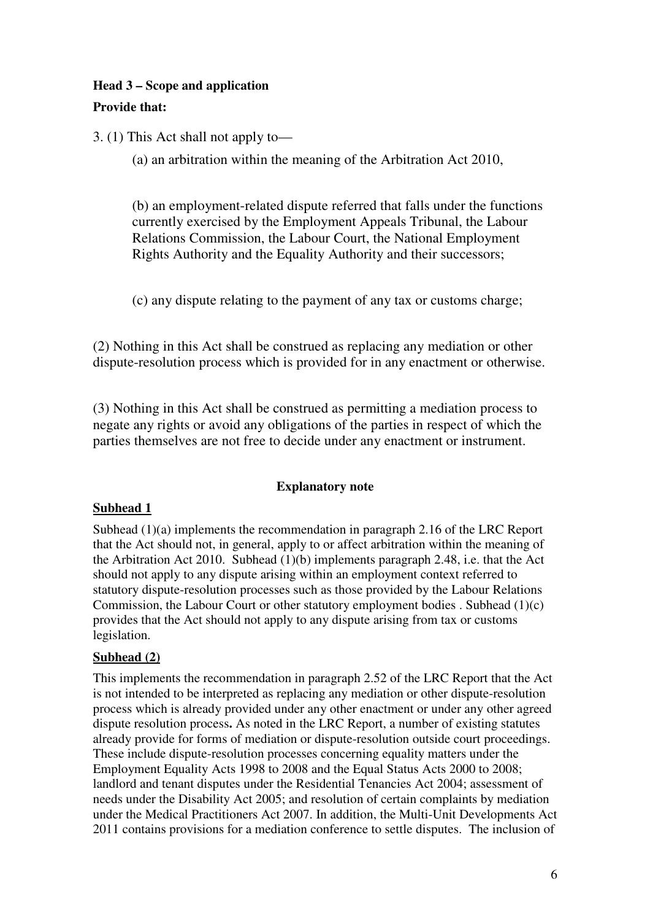**Head 3 – Scope and application**

**Provide that:**

3. (1) This Act shall not apply to—

(a) an arbitration within the meaning of the Arbitration Act 2010,

(b) an employment-related dispute referred that falls under the functions currently exercised by the Employment Appeals Tribunal, the Labour Relations Commission, the Labour Court, the National Employment Rights Authority and the Equality Authority and their successors;

(c) any dispute relating to the payment of any tax or customs charge;

(2) Nothing in this Act shall be construed as replacing any mediation or other dispute-resolution process which is provided for in any enactment or otherwise.

(3) Nothing in this Act shall be construed as permitting a mediation process to negate any rights or avoid any obligations of the parties in respect of which the parties themselves are not free to decide under any enactment or instrument.

**Explanatory note**

**Subhead 1**

Subhead (1)(a) implements the recommendation in paragraph 2.16 of the LRC Report that the Act should not, in general, apply to or affect arbitration within the meaning of the Arbitration Act 2010. Subhead (1)(b) implements paragraph 2.48, i.e. that the Act should not apply to any dispute arising within an employment context referred to statutory dispute-resolution processes such as those provided by the Labour Relations Commission, the Labour Court or other statutory employment bodies . Subhead (1)(c) provides that the Act should not apply to any dispute arising from tax or customs legislation.

**Subhead (2)**

This implements the recommendation in paragraph 2.52 of the LRC Report that the Act is not intended to be interpreted as replacing any mediation or other dispute-resolution process which is already provided under any other enactment or under any other agreed dispute resolution process**.** As noted in the LRC Report, a number of existing statutes already provide for forms of mediation or dispute-resolution outside court proceedings. These include dispute-resolution processes concerning equality matters under the Employment Equality Acts 1998 to 2008 and the Equal Status Acts 2000 to 2008; landlord and tenant disputes under the Residential Tenancies Act 2004; assessment of needs under the Disability Act 2005; and resolution of certain complaints by mediation under the Medical Practitioners Act 2007. In addition, the Multi-Unit Developments Act 2011 contains provisions for a mediation conference to settle disputes. The inclusion of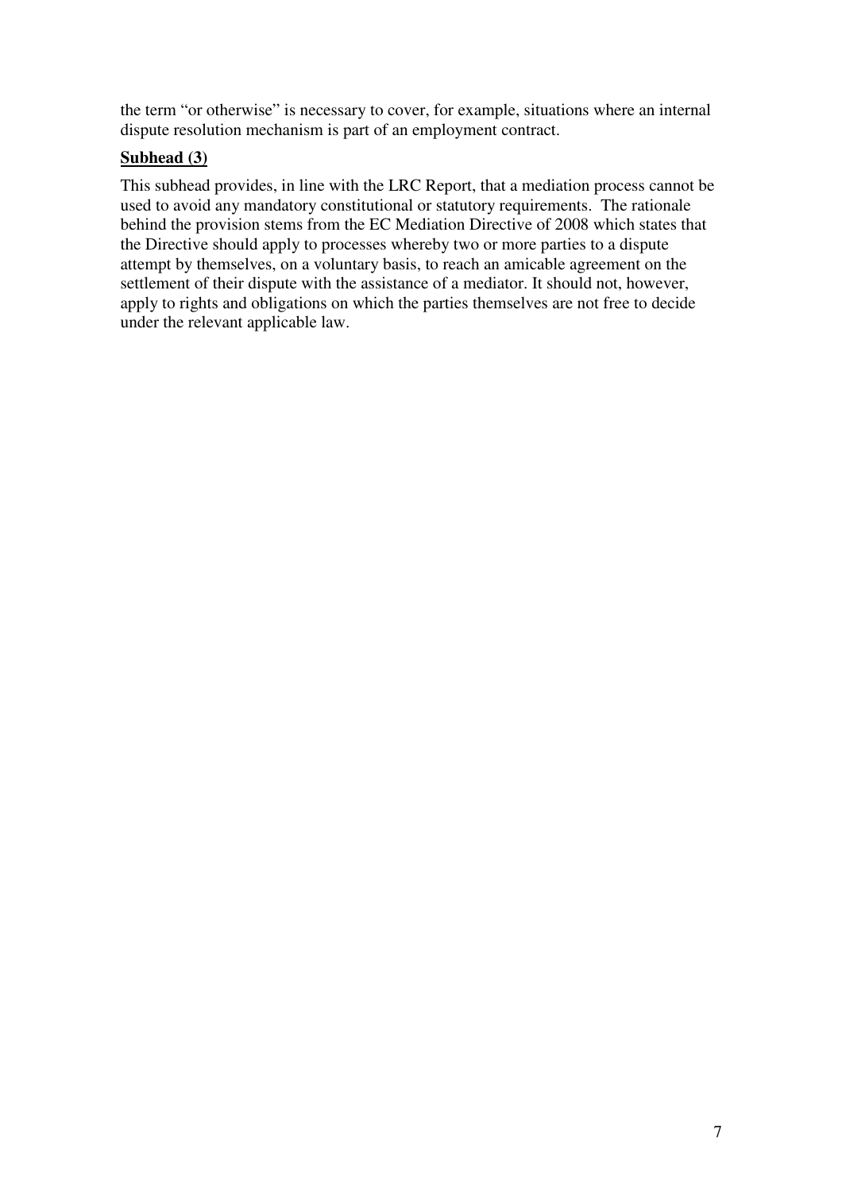the term "or otherwise" is necessary to cover, for example, situations where an internal dispute resolution mechanism is part of an employment contract.

**Subhead (3)**

This subhead provides, in line with the LRC Report, that a mediation process cannot be used to avoid any mandatory constitutional or statutory requirements. The rationale behind the provision stems from the EC Mediation Directive of 2008 which states that the Directive should apply to processes whereby two or more parties to a dispute attempt by themselves, on a voluntary basis, to reach an amicable agreement on the settlement of their dispute with the assistance of a mediator. It should not, however, apply to rights and obligations on which the parties themselves are not free to decide under the relevant applicable law.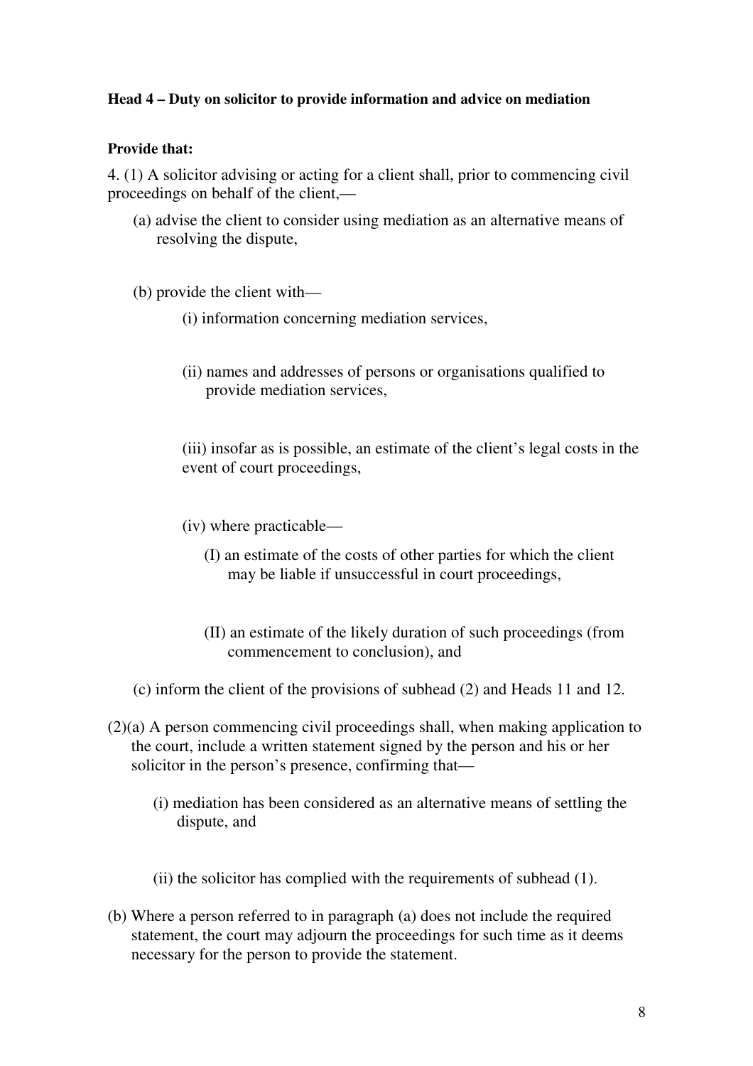**Head 4 – Duty on solicitor to provide information and advice on mediation**

**Provide that:**

4. (1) A solicitor advising or acting for a client shall, prior to commencing civil proceedings on behalf of the client,—

(a) advise the client to consider using mediation as an alternative means of resolving the dispute,

(b) provide the client with—

(i) information concerning mediation services,

(ii) names and addresses of persons or organisations qualified to provide mediation services,

(iii) insofar as is possible, an estimate of the client's legal costs in the event of court proceedings,

(iv) where practicable—

(I) an estimate of the costs of other parties for which the client may be liable if unsuccessful in court proceedings,

(II) an estimate of the likely duration of such proceedings (from commencement to conclusion), and

(c) inform the client of the provisions of subhead (2) and Heads 11 and 12.

(2)(a) A person commencing civil proceedings shall, when making application to the court, include a written statement signed by the person and his or her solicitor in the person's presence, confirming that—

(i) mediation has been considered as an alternative means of settling the dispute, and

(ii) the solicitor has complied with the requirements of subhead (1).

(b) Where a person referred to in paragraph (a) does not include the required statement, the court may adjourn the proceedings for such time as it deems necessary for the person to provide the statement.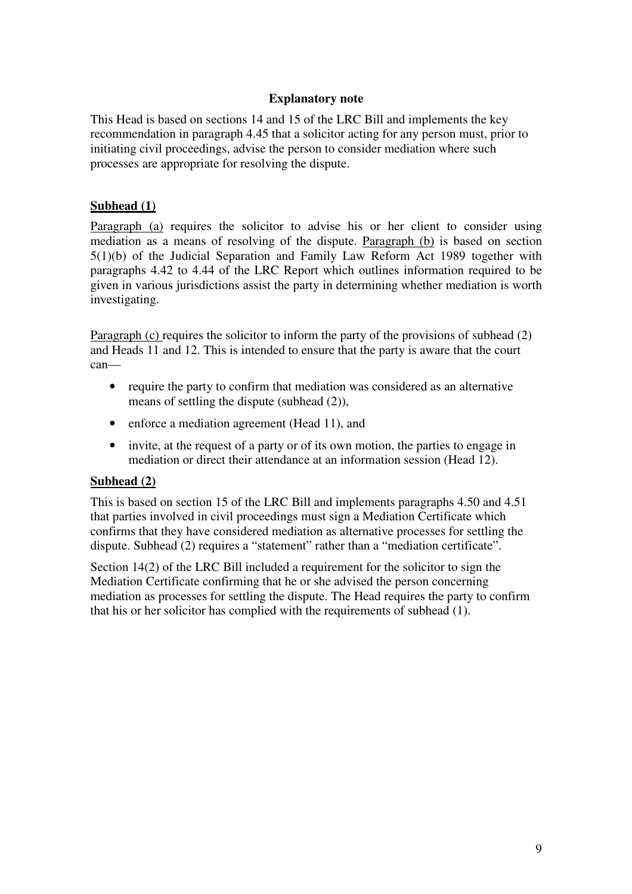**Explanatory note**

This Head is based on sections 14 and 15 of the LRC Bill and implements the key recommendation in paragraph 4.45 that a solicitor acting for any person must, prior to initiating civil proceedings, advise the person to consider mediation where such processes are appropriate for resolving the dispute.

**Subhead (1)**

Paragraph (a) requires the solicitor to advise his or her client to consider using mediation as a means of resolving of the dispute. Paragraph (b) is based on section 5(1)(b) of the Judicial Separation and Family Law Reform Act 1989 together with paragraphs 4.42 to 4.44 of the LRC Report which outlines information required to be given in various jurisdictions assist the party in determining whether mediation is worth investigating.

Paragraph (c) requires the solicitor to inform the party of the provisions of subhead (2) and Heads 11 and 12. This is intended to ensure that the party is aware that the court can—

- require the party to confirm that mediation was considered as an alternative means of settling the dispute (subhead (2)),
- enforce a mediation agreement (Head 11), and
- invite, at the request of a party or of its own motion, the parties to engage in mediation or direct their attendance at an information session (Head 12).

**Subhead (2)**

This is based on section 15 of the LRC Bill and implements paragraphs 4.50 and 4.51 that parties involved in civil proceedings must sign a Mediation Certificate which confirms that they have considered mediation as alternative processes for settling the dispute. Subhead (2) requires a "statement" rather than a "mediation certificate".

Section 14(2) of the LRC Bill included a requirement for the solicitor to sign the Mediation Certificate confirming that he or she advised the person concerning mediation as processes for settling the dispute. The Head requires the party to confirm that his or her solicitor has complied with the requirements of subhead (1).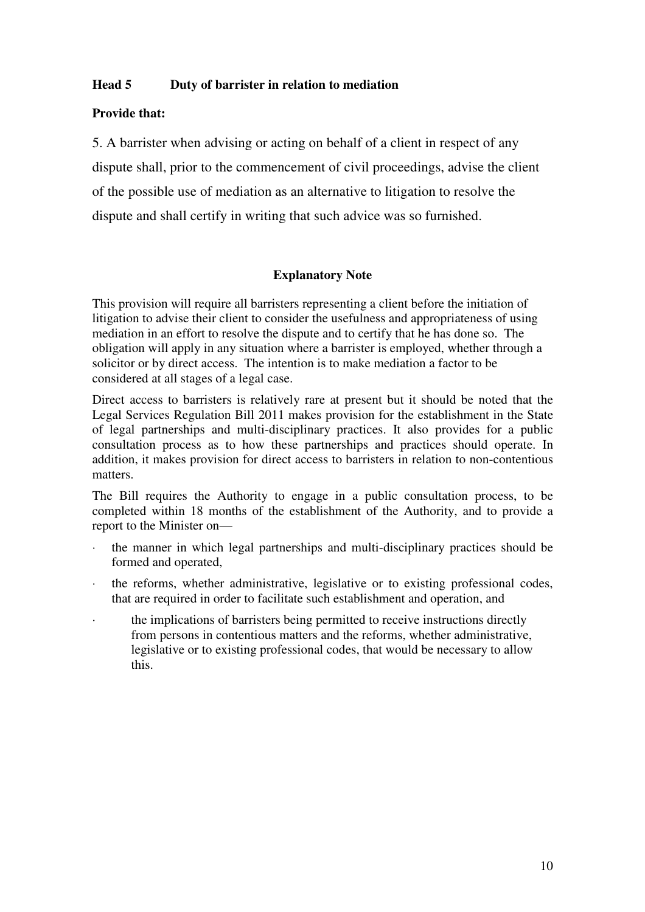**Head 5 Duty of barrister in relation to mediation**

**Provide that:**

5. A barrister when advising or acting on behalf of a client in respect of any dispute shall, prior to the commencement of civil proceedings, advise the client of the possible use of mediation as an alternative to litigation to resolve the dispute and shall certify in writing that such advice was so furnished.

**Explanatory Note**

This provision will require all barristers representing a client before the initiation of litigation to advise their client to consider the usefulness and appropriateness of using mediation in an effort to resolve the dispute and to certify that he has done so. The obligation will apply in any situation where a barrister is employed, whether through a solicitor or by direct access. The intention is to make mediation a factor to be considered at all stages of a legal case.

Direct access to barristers is relatively rare at present but it should be noted that the Legal Services Regulation Bill 2011 makes provision for the establishment in the State of legal partnerships and multi-disciplinary practices. It also provides for a public consultation process as to how these partnerships and practices should operate. In addition, it makes provision for direct access to barristers in relation to non-contentious matters.

The Bill requires the Authority to engage in a public consultation process, to be completed within 18 months of the establishment of the Authority, and to provide a report to the Minister on—

- the manner in which legal partnerships and multi-disciplinary practices should be formed and operated,
- the reforms, whether administrative, legislative or to existing professional codes, that are required in order to facilitate such establishment and operation, and
- the implications of barristers being permitted to receive instructions directly from persons in contentious matters and the reforms, whether administrative, legislative or to existing professional codes, that would be necessary to allow this.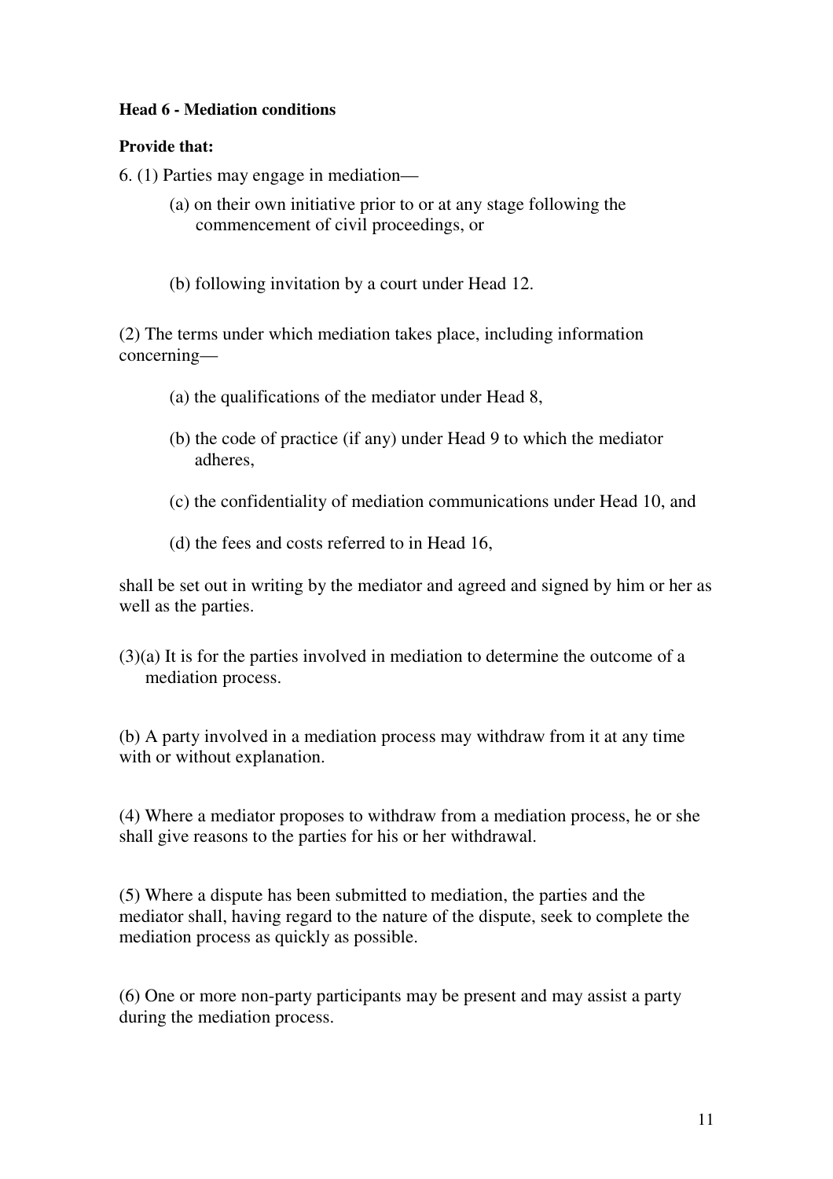**Head 6 - Mediation conditions**

**Provide that:**

6. (1) Parties may engage in mediation—

   (a) on their own initiative prior to or at any stage following the commencement of civil proceedings, or

   (b) following invitation by a court under Head 12.

(2) The terms under which mediation takes place, including information concerning—

   (a) the qualifications of the mediator under Head 8,

   (b) the code of practice (if any) under Head 9 to which the mediator adheres,

   (c) the confidentiality of mediation communications under Head 10, and

   (d) the fees and costs referred to in Head 16,

shall be set out in writing by the mediator and agreed and signed by him or her as well as the parties.

(3)(a) It is for the parties involved in mediation to determine the outcome of a mediation process.

(b) A party involved in a mediation process may withdraw from it at any time with or without explanation.

(4) Where a mediator proposes to withdraw from a mediation process, he or she shall give reasons to the parties for his or her withdrawal.

(5) Where a dispute has been submitted to mediation, the parties and the mediator shall, having regard to the nature of the dispute, seek to complete the mediation process as quickly as possible.

(6) One or more non-party participants may be present and may assist a party during the mediation process.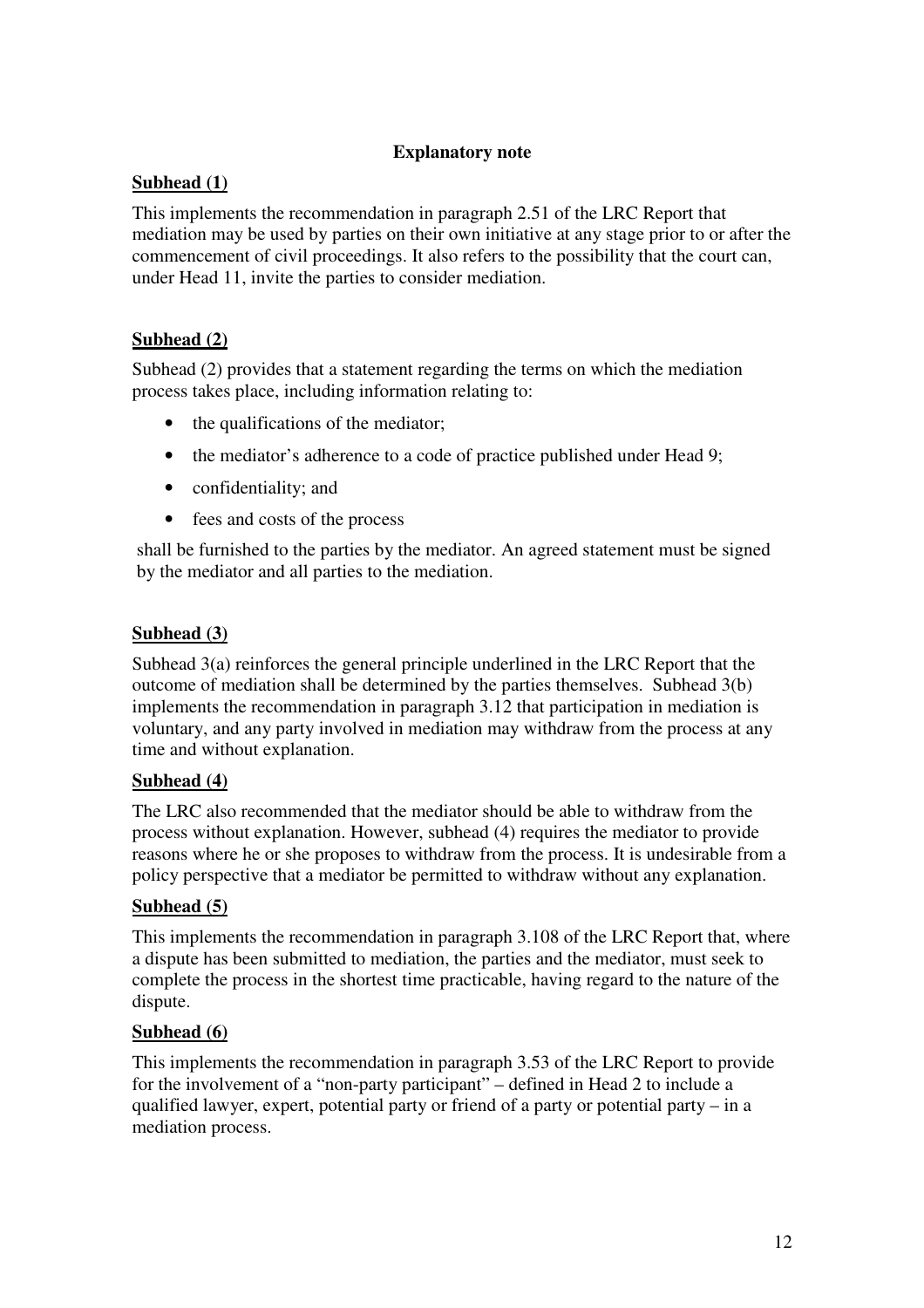**Explanatory note**

**Subhead (1)**

This implements the recommendation in paragraph 2.51 of the LRC Report that mediation may be used by parties on their own initiative at any stage prior to or after the commencement of civil proceedings. It also refers to the possibility that the court can, under Head 11, invite the parties to consider mediation.

**Subhead (2)**

Subhead (2) provides that a statement regarding the terms on which the mediation process takes place, including information relating to:

- the qualifications of the mediator;
- the mediator's adherence to a code of practice published under Head 9;
- confidentiality; and
- fees and costs of the process

shall be furnished to the parties by the mediator. An agreed statement must be signed by the mediator and all parties to the mediation.

**Subhead (3)**

Subhead 3(a) reinforces the general principle underlined in the LRC Report that the outcome of mediation shall be determined by the parties themselves. Subhead 3(b) implements the recommendation in paragraph 3.12 that participation in mediation is voluntary, and any party involved in mediation may withdraw from the process at any time and without explanation.

**Subhead (4)**

The LRC also recommended that the mediator should be able to withdraw from the process without explanation. However, subhead (4) requires the mediator to provide reasons where he or she proposes to withdraw from the process. It is undesirable from a policy perspective that a mediator be permitted to withdraw without any explanation.

**Subhead (5)**

This implements the recommendation in paragraph 3.108 of the LRC Report that, where a dispute has been submitted to mediation, the parties and the mediator, must seek to complete the process in the shortest time practicable, having regard to the nature of the dispute.

**Subhead (6)**

This implements the recommendation in paragraph 3.53 of the LRC Report to provide for the involvement of a "non-party participant" – defined in Head 2 to include a qualified lawyer, expert, potential party or friend of a party or potential party – in a mediation process.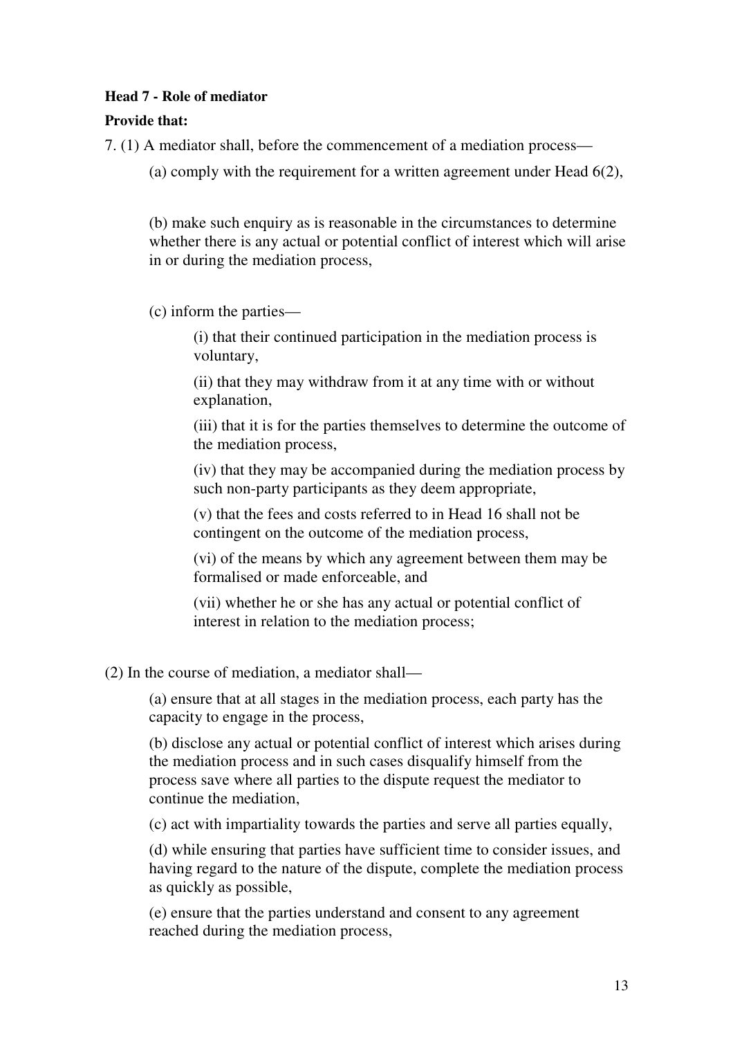**Head 7 - Role of mediator**

**Provide that:**

7. (1) A mediator shall, before the commencement of a mediation process—

(a) comply with the requirement for a written agreement under Head 6(2),

(b) make such enquiry as is reasonable in the circumstances to determine whether there is any actual or potential conflict of interest which will arise in or during the mediation process,

(c) inform the parties—

(i) that their continued participation in the mediation process is voluntary,

(ii) that they may withdraw from it at any time with or without explanation,

(iii) that it is for the parties themselves to determine the outcome of the mediation process,

(iv) that they may be accompanied during the mediation process by such non-party participants as they deem appropriate,

(v) that the fees and costs referred to in Head 16 shall not be contingent on the outcome of the mediation process,

(vi) of the means by which any agreement between them may be formalised or made enforceable, and

(vii) whether he or she has any actual or potential conflict of interest in relation to the mediation process;

(2) In the course of mediation, a mediator shall—

(a) ensure that at all stages in the mediation process, each party has the capacity to engage in the process,

(b) disclose any actual or potential conflict of interest which arises during the mediation process and in such cases disqualify himself from the process save where all parties to the dispute request the mediator to continue the mediation,

(c) act with impartiality towards the parties and serve all parties equally,

(d) while ensuring that parties have sufficient time to consider issues, and having regard to the nature of the dispute, complete the mediation process as quickly as possible,

(e) ensure that the parties understand and consent to any agreement reached during the mediation process,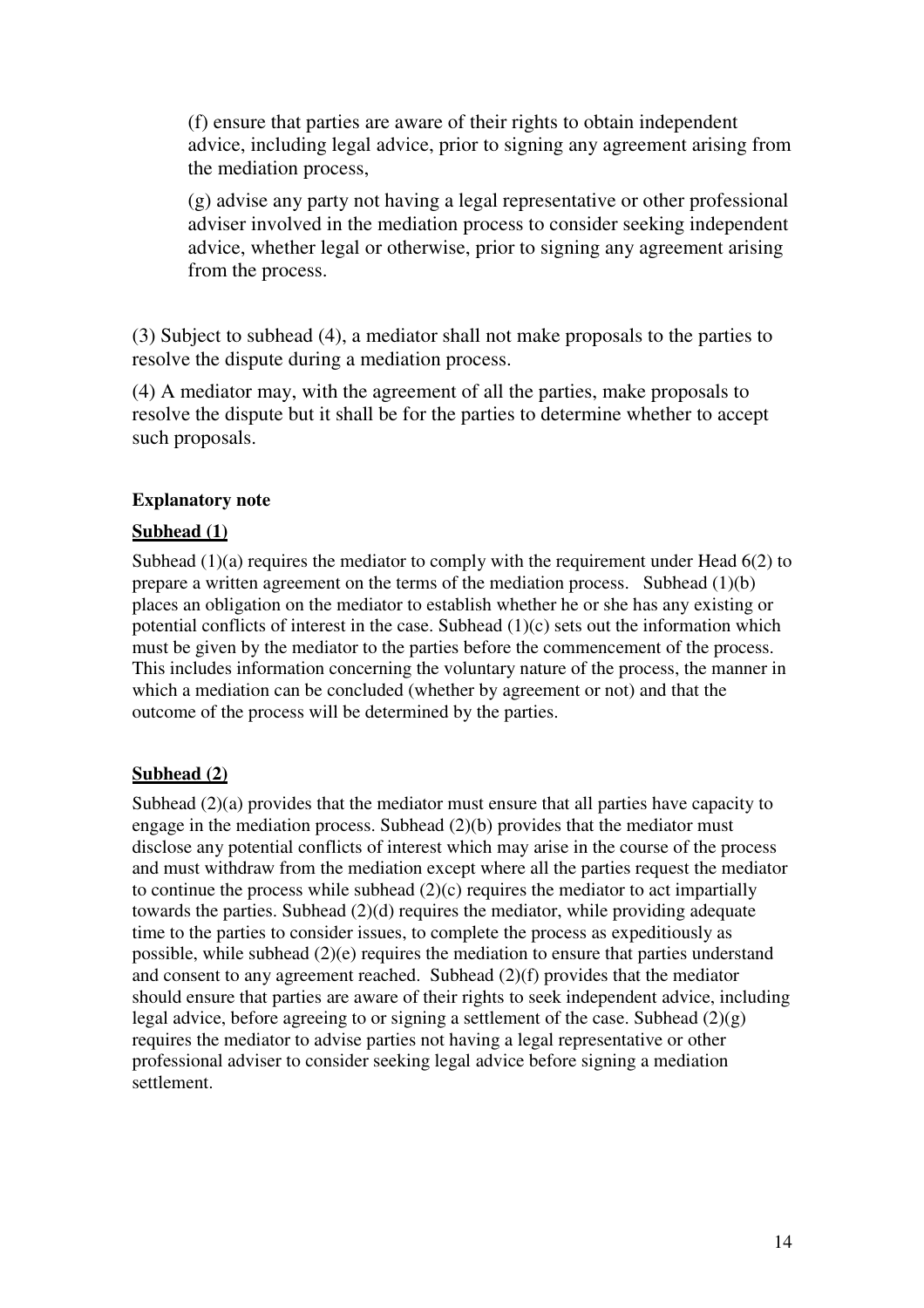(f) ensure that parties are aware of their rights to obtain independent advice, including legal advice, prior to signing any agreement arising from the mediation process,

(g) advise any party not having a legal representative or other professional adviser involved in the mediation process to consider seeking independent advice, whether legal or otherwise, prior to signing any agreement arising from the process.

(3) Subject to subhead (4), a mediator shall not make proposals to the parties to resolve the dispute during a mediation process.

(4) A mediator may, with the agreement of all the parties, make proposals to resolve the dispute but it shall be for the parties to determine whether to accept such proposals.

**Explanatory note**

**Subhead (1)**

Subhead (1)(a) requires the mediator to comply with the requirement under Head 6(2) to prepare a written agreement on the terms of the mediation process. Subhead (1)(b) places an obligation on the mediator to establish whether he or she has any existing or potential conflicts of interest in the case. Subhead (1)(c) sets out the information which must be given by the mediator to the parties before the commencement of the process. This includes information concerning the voluntary nature of the process, the manner in which a mediation can be concluded (whether by agreement or not) and that the outcome of the process will be determined by the parties.

**Subhead (2)**

Subhead (2)(a) provides that the mediator must ensure that all parties have capacity to engage in the mediation process. Subhead (2)(b) provides that the mediator must disclose any potential conflicts of interest which may arise in the course of the process and must withdraw from the mediation except where all the parties request the mediator to continue the process while subhead (2)(c) requires the mediator to act impartially towards the parties. Subhead (2)(d) requires the mediator, while providing adequate time to the parties to consider issues, to complete the process as expeditiously as possible, while subhead (2)(e) requires the mediation to ensure that parties understand and consent to any agreement reached. Subhead (2)(f) provides that the mediator should ensure that parties are aware of their rights to seek independent advice, including legal advice, before agreeing to or signing a settlement of the case. Subhead (2)(g) requires the mediator to advise parties not having a legal representative or other professional adviser to consider seeking legal advice before signing a mediation settlement.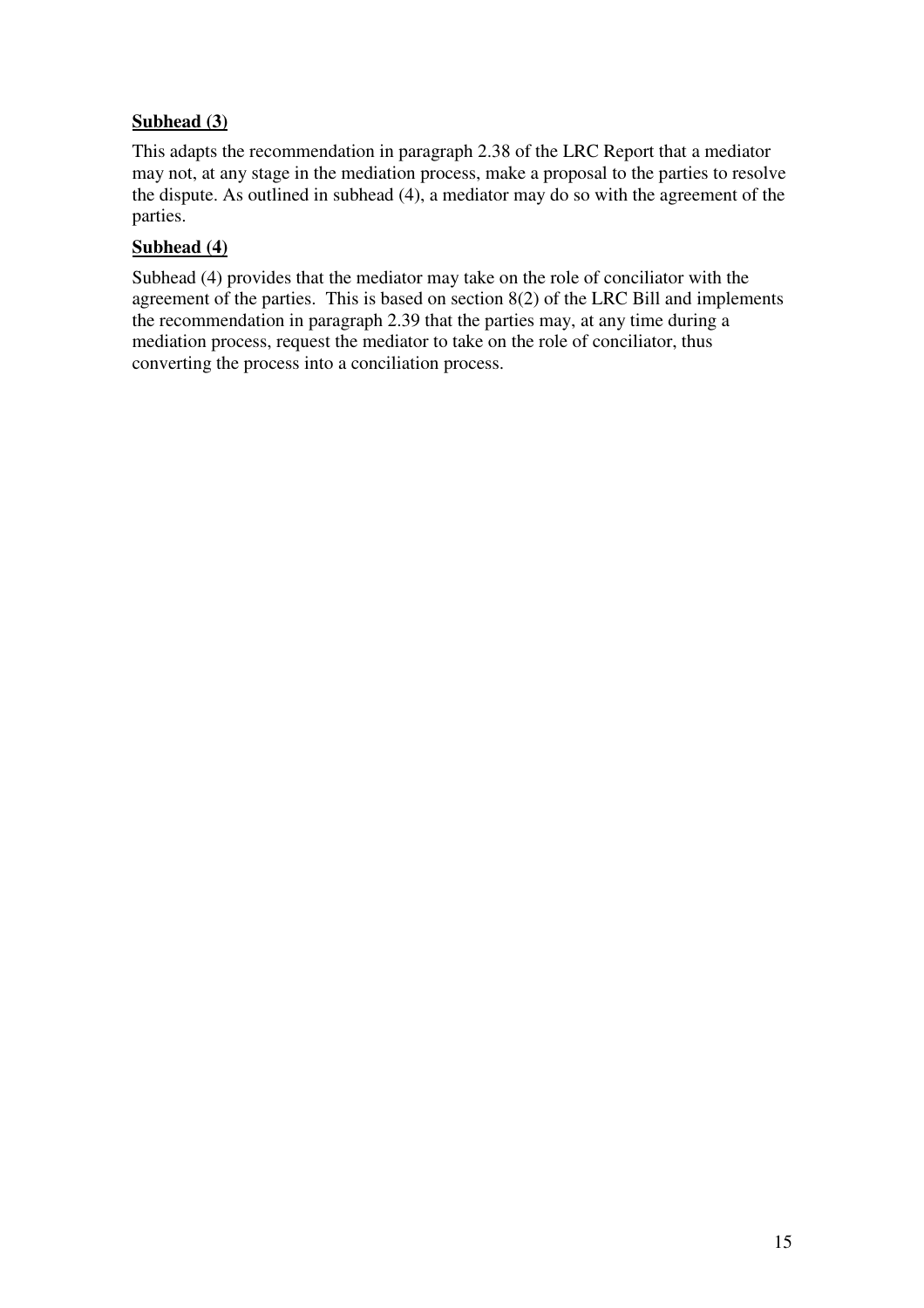**Subhead (3)**

This adapts the recommendation in paragraph 2.38 of the LRC Report that a mediator may not, at any stage in the mediation process, make a proposal to the parties to resolve the dispute. As outlined in subhead (4), a mediator may do so with the agreement of the parties.

**Subhead (4)**

Subhead (4) provides that the mediator may take on the role of conciliator with the agreement of the parties. This is based on section 8(2) of the LRC Bill and implements the recommendation in paragraph 2.39 that the parties may, at any time during a mediation process, request the mediator to take on the role of conciliator, thus converting the process into a conciliation process.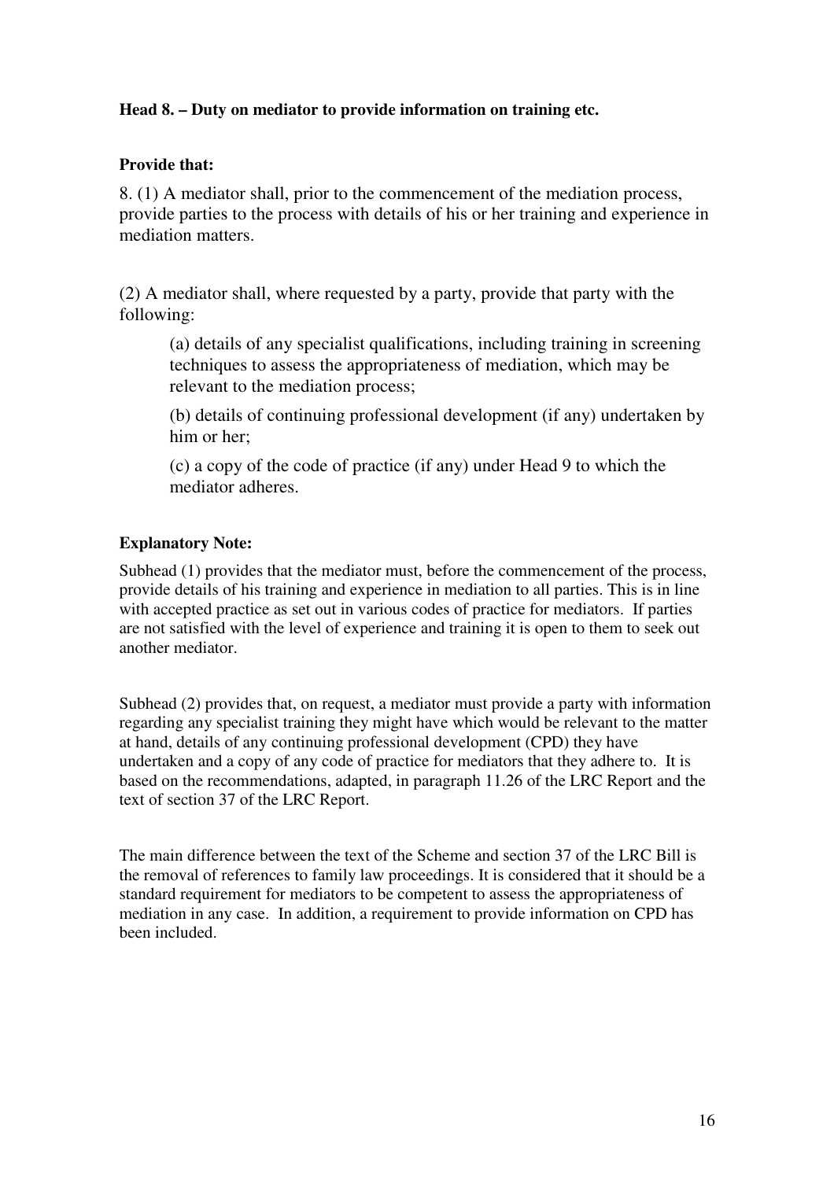**Head 8. – Duty on mediator to provide information on training etc.**

**Provide that:**

8. (1) A mediator shall, prior to the commencement of the mediation process, provide parties to the process with details of his or her training and experience in mediation matters.

(2) A mediator shall, where requested by a party, provide that party with the following:

> (a) details of any specialist qualifications, including training in screening techniques to assess the appropriateness of mediation, which may be relevant to the mediation process;
>
> (b) details of continuing professional development (if any) undertaken by him or her;
>
> (c) a copy of the code of practice (if any) under Head 9 to which the mediator adheres.

**Explanatory Note:**

Subhead (1) provides that the mediator must, before the commencement of the process, provide details of his training and experience in mediation to all parties. This is in line with accepted practice as set out in various codes of practice for mediators. If parties are not satisfied with the level of experience and training it is open to them to seek out another mediator.

Subhead (2) provides that, on request, a mediator must provide a party with information regarding any specialist training they might have which would be relevant to the matter at hand, details of any continuing professional development (CPD) they have undertaken and a copy of any code of practice for mediators that they adhere to. It is based on the recommendations, adapted, in paragraph 11.26 of the LRC Report and the text of section 37 of the LRC Report.

The main difference between the text of the Scheme and section 37 of the LRC Bill is the removal of references to family law proceedings. It is considered that it should be a standard requirement for mediators to be competent to assess the appropriateness of mediation in any case. In addition, a requirement to provide information on CPD has been included.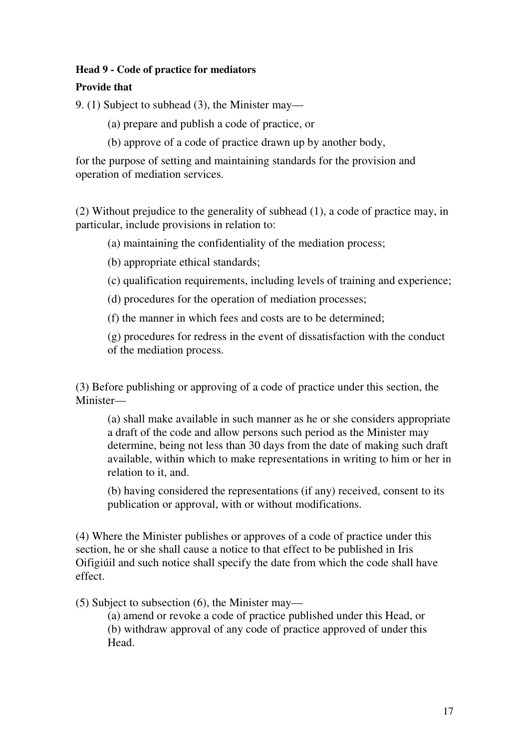**Head 9 - Code of practice for mediators**

**Provide that**

9. (1) Subject to subhead (3), the Minister may—

(a) prepare and publish a code of practice, or

(b) approve of a code of practice drawn up by another body,

for the purpose of setting and maintaining standards for the provision and operation of mediation services.

(2) Without prejudice to the generality of subhead (1), a code of practice may, in particular, include provisions in relation to:

(a) maintaining the confidentiality of the mediation process;

(b) appropriate ethical standards;

(c) qualification requirements, including levels of training and experience;

(d) procedures for the operation of mediation processes;

(f) the manner in which fees and costs are to be determined;

(g) procedures for redress in the event of dissatisfaction with the conduct of the mediation process.

(3) Before publishing or approving of a code of practice under this section, the Minister—

(a) shall make available in such manner as he or she considers appropriate a draft of the code and allow persons such period as the Minister may determine, being not less than 30 days from the date of making such draft available, within which to make representations in writing to him or her in relation to it, and.

(b) having considered the representations (if any) received, consent to its publication or approval, with or without modifications.

(4) Where the Minister publishes or approves of a code of practice under this section, he or she shall cause a notice to that effect to be published in Iris Oifigiúil and such notice shall specify the date from which the code shall have effect.

(5) Subject to subsection (6), the Minister may—

(a) amend or revoke a code of practice published under this Head, or

(b) withdraw approval of any code of practice approved of under this Head.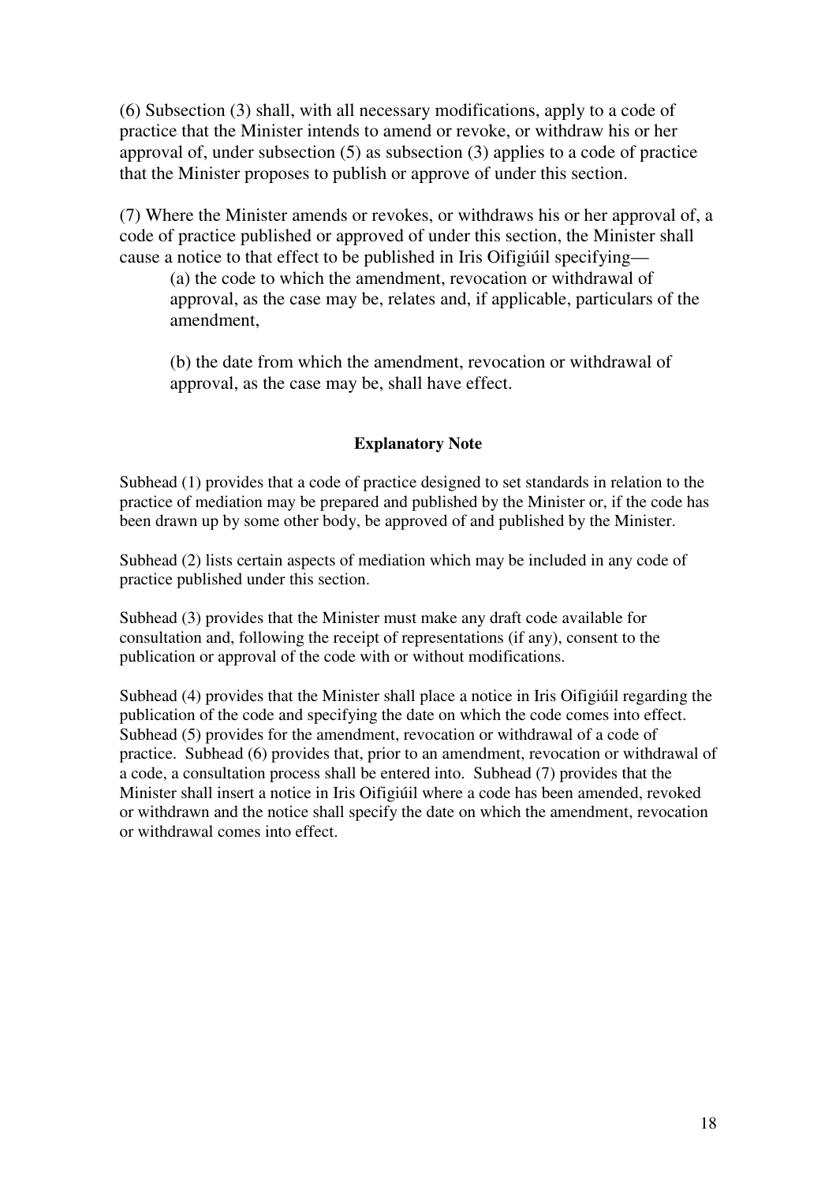(6) Subsection (3) shall, with all necessary modifications, apply to a code of practice that the Minister intends to amend or revoke, or withdraw his or her approval of, under subsection (5) as subsection (3) applies to a code of practice that the Minister proposes to publish or approve of under this section.

(7) Where the Minister amends or revokes, or withdraws his or her approval of, a code of practice published or approved of under this section, the Minister shall cause a notice to that effect to be published in Iris Oifigiúil specifying—

> (a) the code to which the amendment, revocation or withdrawal of approval, as the case may be, relates and, if applicable, particulars of the amendment,
>
> (b) the date from which the amendment, revocation or withdrawal of approval, as the case may be, shall have effect.

**Explanatory Note**

Subhead (1) provides that a code of practice designed to set standards in relation to the practice of mediation may be prepared and published by the Minister or, if the code has been drawn up by some other body, be approved of and published by the Minister.

Subhead (2) lists certain aspects of mediation which may be included in any code of practice published under this section.

Subhead (3) provides that the Minister must make any draft code available for consultation and, following the receipt of representations (if any), consent to the publication or approval of the code with or without modifications.

Subhead (4) provides that the Minister shall place a notice in Iris Oifigiúil regarding the publication of the code and specifying the date on which the code comes into effect. Subhead (5) provides for the amendment, revocation or withdrawal of a code of practice. Subhead (6) provides that, prior to an amendment, revocation or withdrawal of a code, a consultation process shall be entered into. Subhead (7) provides that the Minister shall insert a notice in Iris Oifigiúil where a code has been amended, revoked or withdrawn and the notice shall specify the date on which the amendment, revocation or withdrawal comes into effect.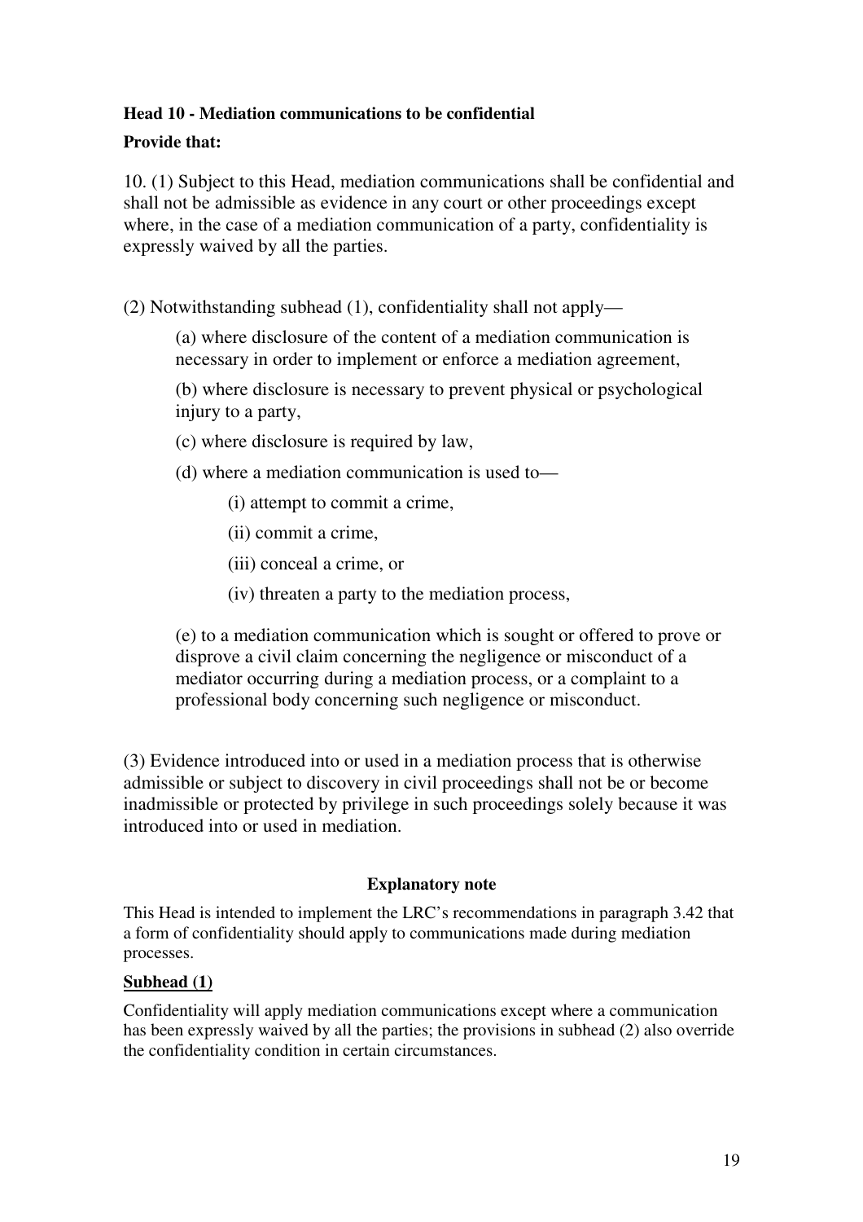**Head 10 - Mediation communications to be confidential**

**Provide that:**

10. (1) Subject to this Head, mediation communications shall be confidential and shall not be admissible as evidence in any court or other proceedings except where, in the case of a mediation communication of a party, confidentiality is expressly waived by all the parties.

(2) Notwithstanding subhead (1), confidentiality shall not apply—

(a) where disclosure of the content of a mediation communication is necessary in order to implement or enforce a mediation agreement,

(b) where disclosure is necessary to prevent physical or psychological injury to a party,

(c) where disclosure is required by law,

(d) where a mediation communication is used to—

(i) attempt to commit a crime,

(ii) commit a crime,

(iii) conceal a crime, or

(iv) threaten a party to the mediation process,

(e) to a mediation communication which is sought or offered to prove or disprove a civil claim concerning the negligence or misconduct of a mediator occurring during a mediation process, or a complaint to a professional body concerning such negligence or misconduct.

(3) Evidence introduced into or used in a mediation process that is otherwise admissible or subject to discovery in civil proceedings shall not be or become inadmissible or protected by privilege in such proceedings solely because it was introduced into or used in mediation.

**Explanatory note**

This Head is intended to implement the LRC's recommendations in paragraph 3.42 that a form of confidentiality should apply to communications made during mediation processes.

**Subhead (1)**

Confidentiality will apply mediation communications except where a communication has been expressly waived by all the parties; the provisions in subhead (2) also override the confidentiality condition in certain circumstances.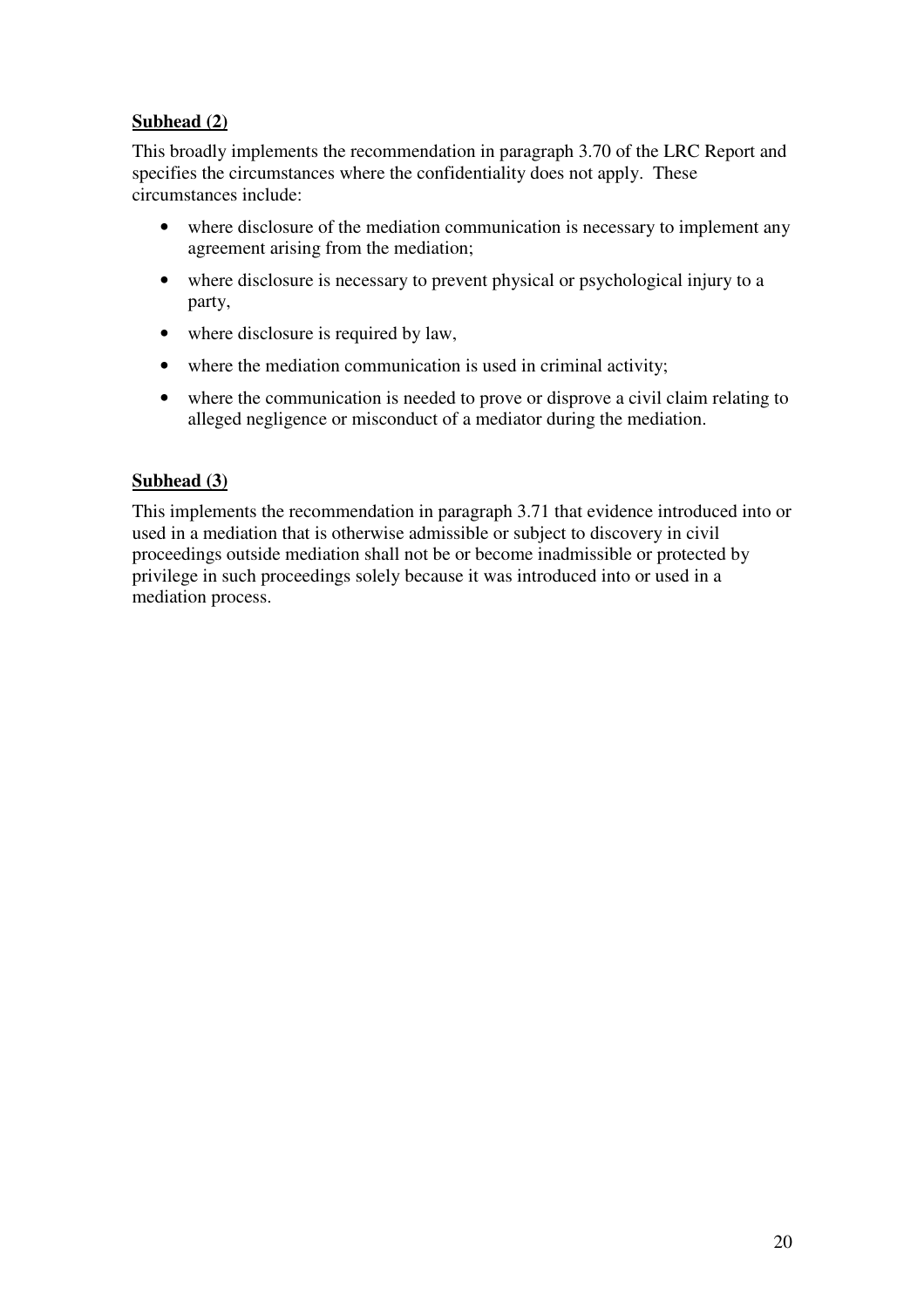**Subhead (2)**

This broadly implements the recommendation in paragraph 3.70 of the LRC Report and specifies the circumstances where the confidentiality does not apply. These circumstances include:

- where disclosure of the mediation communication is necessary to implement any agreement arising from the mediation;
- where disclosure is necessary to prevent physical or psychological injury to a party,
- where disclosure is required by law,
- where the mediation communication is used in criminal activity;
- where the communication is needed to prove or disprove a civil claim relating to alleged negligence or misconduct of a mediator during the mediation.

**Subhead (3)**

This implements the recommendation in paragraph 3.71 that evidence introduced into or used in a mediation that is otherwise admissible or subject to discovery in civil proceedings outside mediation shall not be or become inadmissible or protected by privilege in such proceedings solely because it was introduced into or used in a mediation process.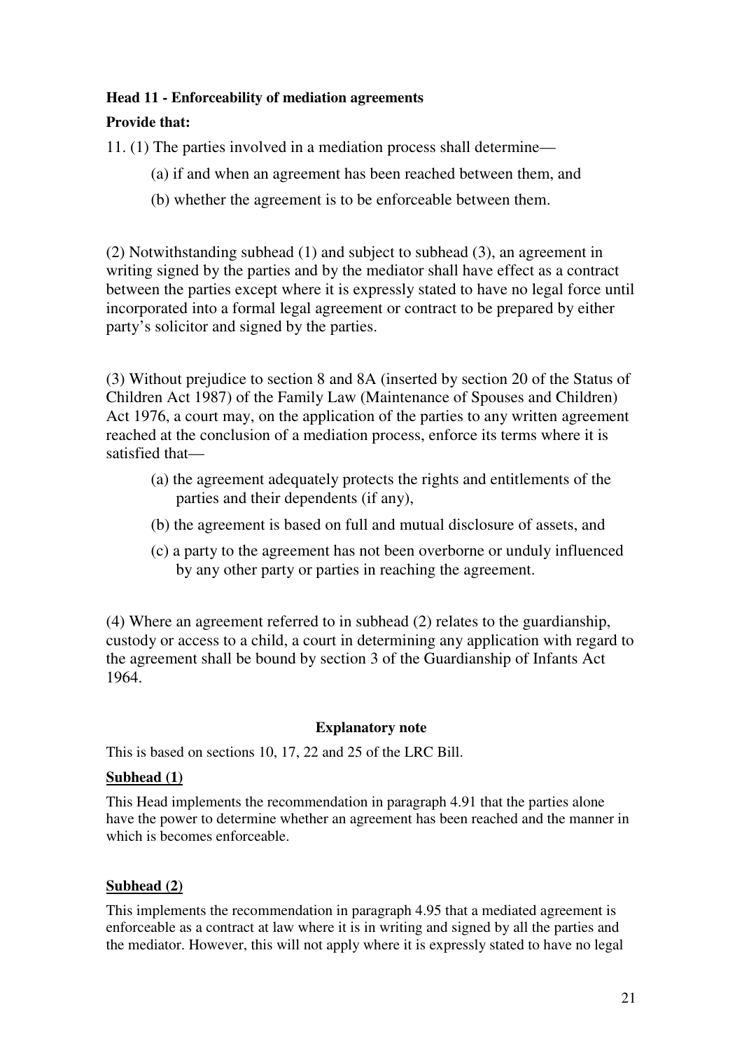**Head 11 - Enforceability of mediation agreements**

**Provide that:**

11. (1) The parties involved in a mediation process shall determine—

(a) if and when an agreement has been reached between them, and

(b) whether the agreement is to be enforceable between them.

(2) Notwithstanding subhead (1) and subject to subhead (3), an agreement in writing signed by the parties and by the mediator shall have effect as a contract between the parties except where it is expressly stated to have no legal force until incorporated into a formal legal agreement or contract to be prepared by either party's solicitor and signed by the parties.

(3) Without prejudice to section 8 and 8A (inserted by section 20 of the Status of Children Act 1987) of the Family Law (Maintenance of Spouses and Children) Act 1976, a court may, on the application of the parties to any written agreement reached at the conclusion of a mediation process, enforce its terms where it is satisfied that—

(a) the agreement adequately protects the rights and entitlements of the parties and their dependents (if any),

(b) the agreement is based on full and mutual disclosure of assets, and

(c) a party to the agreement has not been overborne or unduly influenced by any other party or parties in reaching the agreement.

(4) Where an agreement referred to in subhead (2) relates to the guardianship, custody or access to a child, a court in determining any application with regard to the agreement shall be bound by section 3 of the Guardianship of Infants Act 1964.

**Explanatory note**

This is based on sections 10, 17, 22 and 25 of the LRC Bill.

**Subhead (1)**

This Head implements the recommendation in paragraph 4.91 that the parties alone have the power to determine whether an agreement has been reached and the manner in which is becomes enforceable.

**Subhead (2)**

This implements the recommendation in paragraph 4.95 that a mediated agreement is enforceable as a contract at law where it is in writing and signed by all the parties and the mediator. However, this will not apply where it is expressly stated to have no legal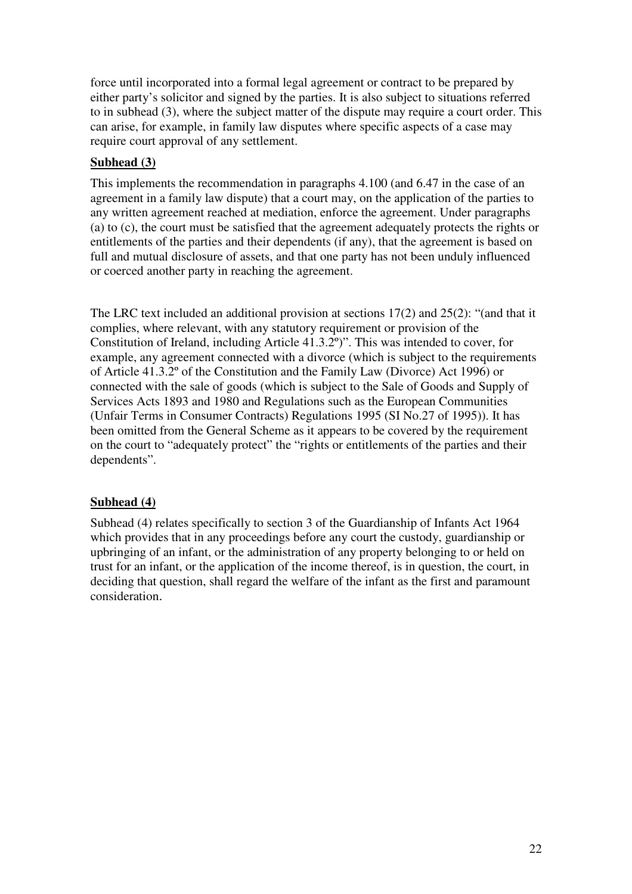force until incorporated into a formal legal agreement or contract to be prepared by either party's solicitor and signed by the parties. It is also subject to situations referred to in subhead (3), where the subject matter of the dispute may require a court order. This can arise, for example, in family law disputes where specific aspects of a case may require court approval of any settlement.

**Subhead (3)**

This implements the recommendation in paragraphs 4.100 (and 6.47 in the case of an agreement in a family law dispute) that a court may, on the application of the parties to any written agreement reached at mediation, enforce the agreement. Under paragraphs (a) to (c), the court must be satisfied that the agreement adequately protects the rights or entitlements of the parties and their dependents (if any), that the agreement is based on full and mutual disclosure of assets, and that one party has not been unduly influenced or coerced another party in reaching the agreement.

The LRC text included an additional provision at sections 17(2) and 25(2): "(and that it complies, where relevant, with any statutory requirement or provision of the Constitution of Ireland, including Article 41.3.2º)". This was intended to cover, for example, any agreement connected with a divorce (which is subject to the requirements of Article 41.3.2º of the Constitution and the Family Law (Divorce) Act 1996) or connected with the sale of goods (which is subject to the Sale of Goods and Supply of Services Acts 1893 and 1980 and Regulations such as the European Communities (Unfair Terms in Consumer Contracts) Regulations 1995 (SI No.27 of 1995)). It has been omitted from the General Scheme as it appears to be covered by the requirement on the court to "adequately protect" the "rights or entitlements of the parties and their dependents".

**Subhead (4)**

Subhead (4) relates specifically to section 3 of the Guardianship of Infants Act 1964 which provides that in any proceedings before any court the custody, guardianship or upbringing of an infant, or the administration of any property belonging to or held on trust for an infant, or the application of the income thereof, is in question, the court, in deciding that question, shall regard the welfare of the infant as the first and paramount consideration.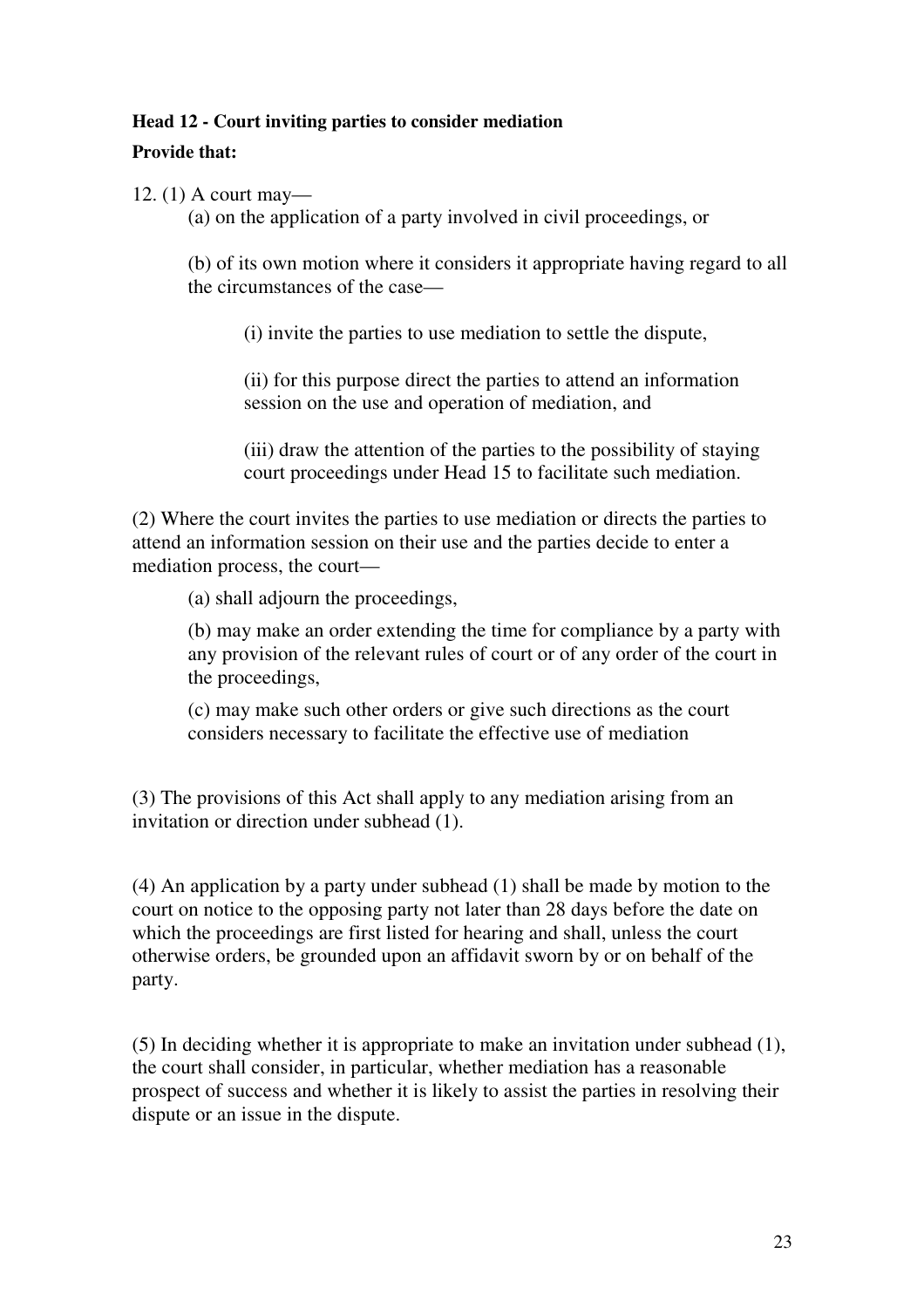**Head 12 - Court inviting parties to consider mediation**

**Provide that:**

12. (1) A court may—

(a) on the application of a party involved in civil proceedings, or

(b) of its own motion where it considers it appropriate having regard to all the circumstances of the case—

(i) invite the parties to use mediation to settle the dispute,

(ii) for this purpose direct the parties to attend an information session on the use and operation of mediation, and

(iii) draw the attention of the parties to the possibility of staying court proceedings under Head 15 to facilitate such mediation.

(2) Where the court invites the parties to use mediation or directs the parties to attend an information session on their use and the parties decide to enter a mediation process, the court—

(a) shall adjourn the proceedings,

(b) may make an order extending the time for compliance by a party with any provision of the relevant rules of court or of any order of the court in the proceedings,

(c) may make such other orders or give such directions as the court considers necessary to facilitate the effective use of mediation

(3) The provisions of this Act shall apply to any mediation arising from an invitation or direction under subhead (1).

(4) An application by a party under subhead (1) shall be made by motion to the court on notice to the opposing party not later than 28 days before the date on which the proceedings are first listed for hearing and shall, unless the court otherwise orders, be grounded upon an affidavit sworn by or on behalf of the party.

(5) In deciding whether it is appropriate to make an invitation under subhead (1), the court shall consider, in particular, whether mediation has a reasonable prospect of success and whether it is likely to assist the parties in resolving their dispute or an issue in the dispute.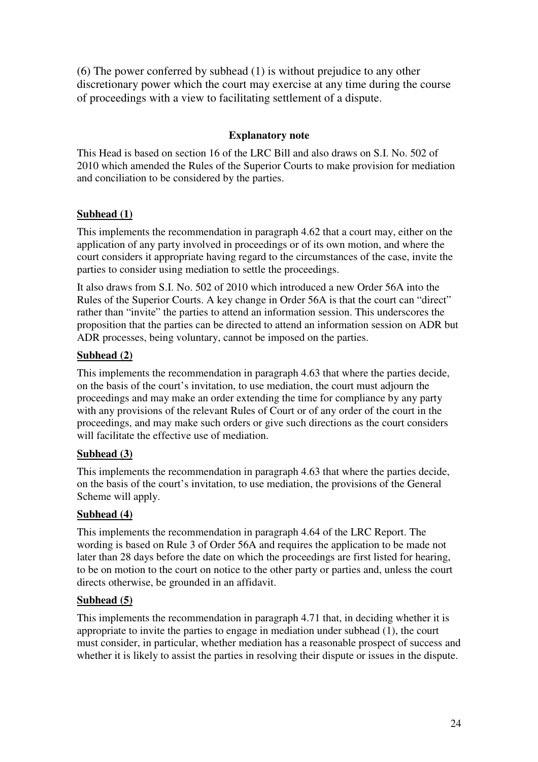(6) The power conferred by subhead (1) is without prejudice to any other discretionary power which the court may exercise at any time during the course of proceedings with a view to facilitating settlement of a dispute.

**Explanatory note**

This Head is based on section 16 of the LRC Bill and also draws on S.I. No. 502 of 2010 which amended the Rules of the Superior Courts to make provision for mediation and conciliation to be considered by the parties.

**Subhead (1)**

This implements the recommendation in paragraph 4.62 that a court may, either on the application of any party involved in proceedings or of its own motion, and where the court considers it appropriate having regard to the circumstances of the case, invite the parties to consider using mediation to settle the proceedings.

It also draws from S.I. No. 502 of 2010 which introduced a new Order 56A into the Rules of the Superior Courts. A key change in Order 56A is that the court can "direct" rather than "invite" the parties to attend an information session. This underscores the proposition that the parties can be directed to attend an information session on ADR but ADR processes, being voluntary, cannot be imposed on the parties.

**Subhead (2)**

This implements the recommendation in paragraph 4.63 that where the parties decide, on the basis of the court's invitation, to use mediation, the court must adjourn the proceedings and may make an order extending the time for compliance by any party with any provisions of the relevant Rules of Court or of any order of the court in the proceedings, and may make such orders or give such directions as the court considers will facilitate the effective use of mediation.

**Subhead (3)**

This implements the recommendation in paragraph 4.63 that where the parties decide, on the basis of the court's invitation, to use mediation, the provisions of the General Scheme will apply.

**Subhead (4)**

This implements the recommendation in paragraph 4.64 of the LRC Report. The wording is based on Rule 3 of Order 56A and requires the application to be made not later than 28 days before the date on which the proceedings are first listed for hearing, to be on motion to the court on notice to the other party or parties and, unless the court directs otherwise, be grounded in an affidavit.

**Subhead (5)**

This implements the recommendation in paragraph 4.71 that, in deciding whether it is appropriate to invite the parties to engage in mediation under subhead (1), the court must consider, in particular, whether mediation has a reasonable prospect of success and whether it is likely to assist the parties in resolving their dispute or issues in the dispute.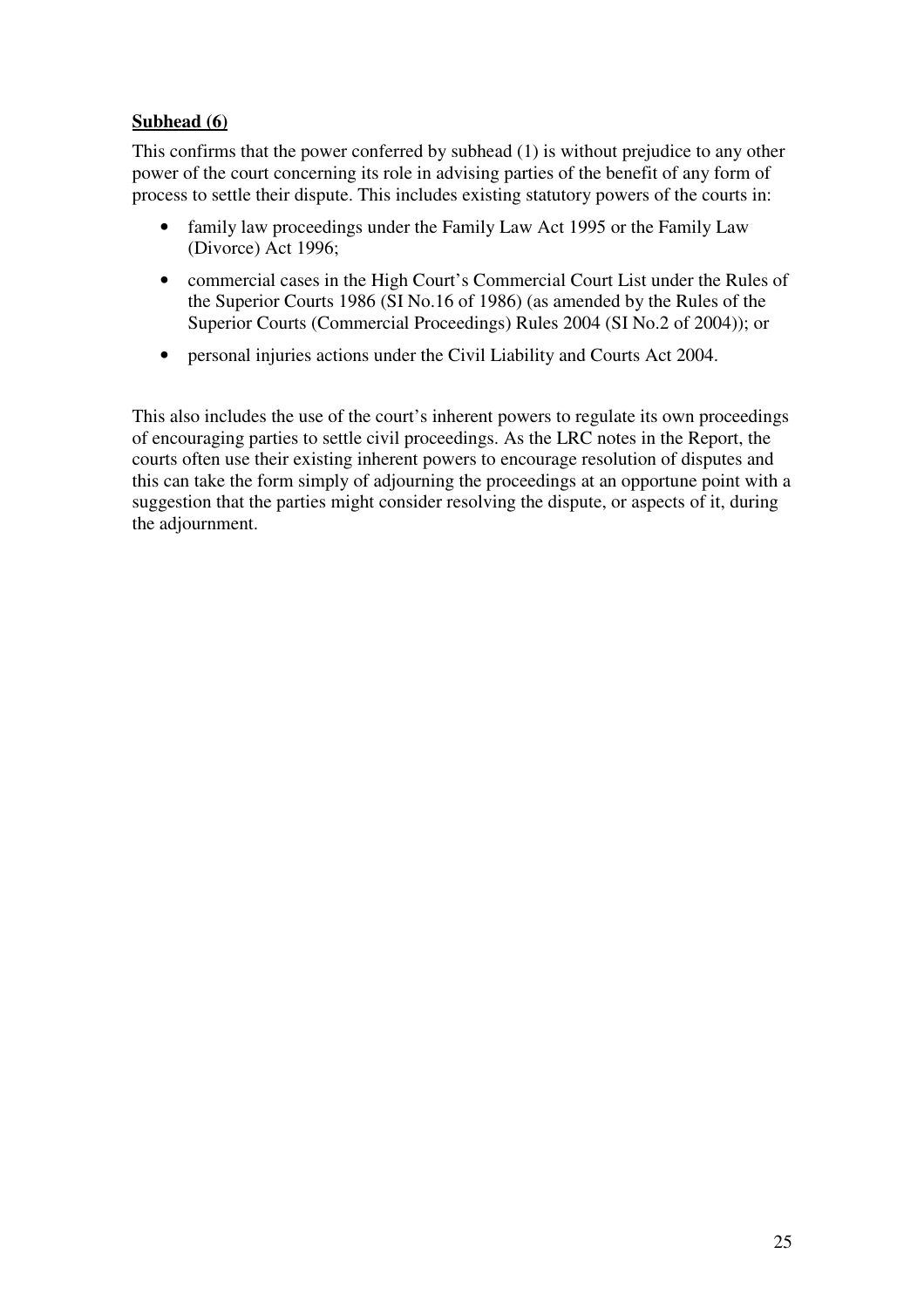**<u>Subhead (6)</u>**

This confirms that the power conferred by subhead (1) is without prejudice to any other power of the court concerning its role in advising parties of the benefit of any form of process to settle their dispute. This includes existing statutory powers of the courts in:

- family law proceedings under the Family Law Act 1995 or the Family Law (Divorce) Act 1996;
- commercial cases in the High Court's Commercial Court List under the Rules of the Superior Courts 1986 (SI No.16 of 1986) (as amended by the Rules of the Superior Courts (Commercial Proceedings) Rules 2004 (SI No.2 of 2004)); or
- personal injuries actions under the Civil Liability and Courts Act 2004.

This also includes the use of the court's inherent powers to regulate its own proceedings of encouraging parties to settle civil proceedings. As the LRC notes in the Report, the courts often use their existing inherent powers to encourage resolution of disputes and this can take the form simply of adjourning the proceedings at an opportune point with a suggestion that the parties might consider resolving the dispute, or aspects of it, during the adjournment.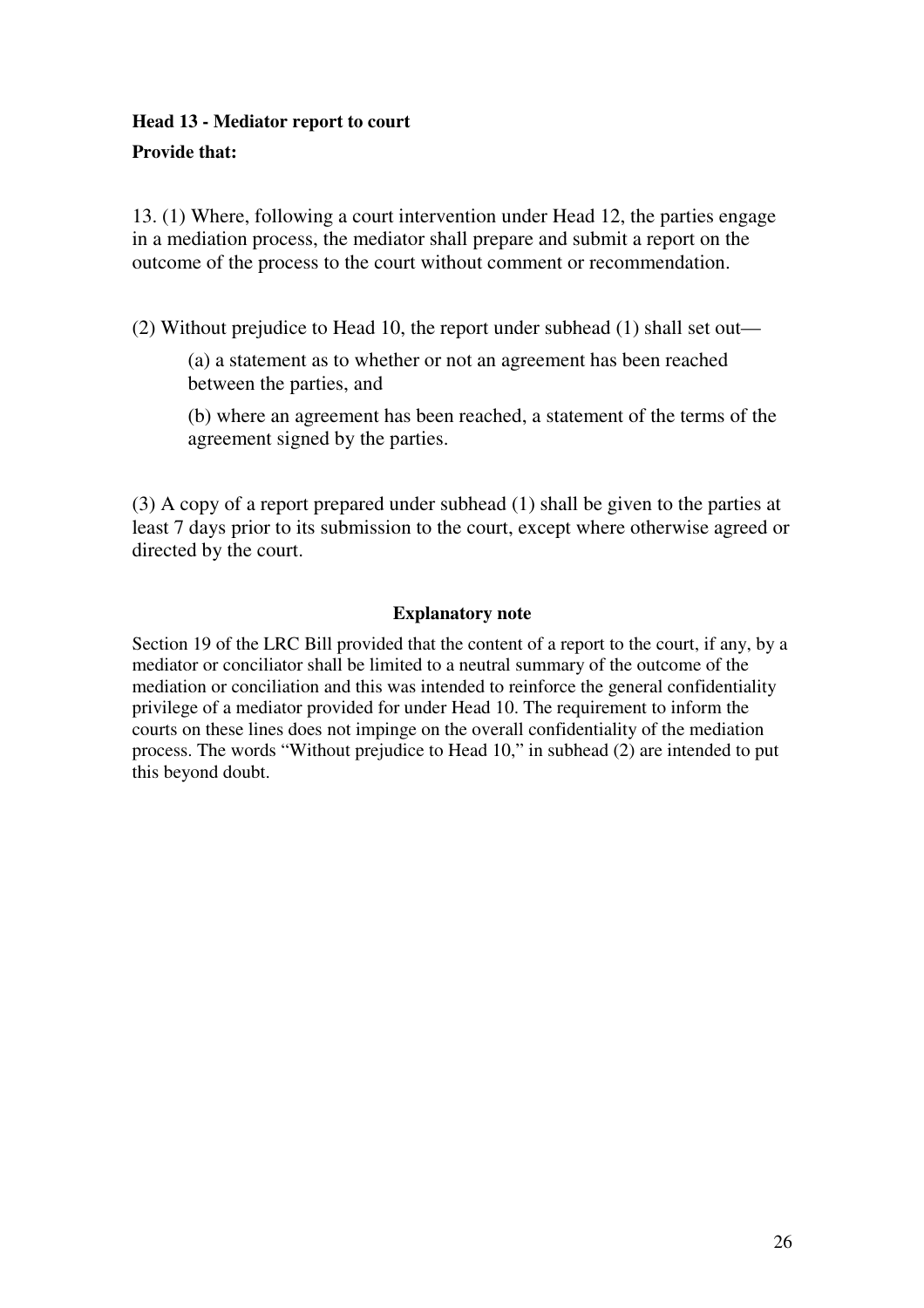**Head 13 - Mediator report to court**

**Provide that:**

13. (1) Where, following a court intervention under Head 12, the parties engage in a mediation process, the mediator shall prepare and submit a report on the outcome of the process to the court without comment or recommendation.

(2) Without prejudice to Head 10, the report under subhead (1) shall set out—

> (a) a statement as to whether or not an agreement has been reached between the parties, and
>
> (b) where an agreement has been reached, a statement of the terms of the agreement signed by the parties.

(3) A copy of a report prepared under subhead (1) shall be given to the parties at least 7 days prior to its submission to the court, except where otherwise agreed or directed by the court.

**Explanatory note**

Section 19 of the LRC Bill provided that the content of a report to the court, if any, by a mediator or conciliator shall be limited to a neutral summary of the outcome of the mediation or conciliation and this was intended to reinforce the general confidentiality privilege of a mediator provided for under Head 10. The requirement to inform the courts on these lines does not impinge on the overall confidentiality of the mediation process. The words "Without prejudice to Head 10," in subhead (2) are intended to put this beyond doubt.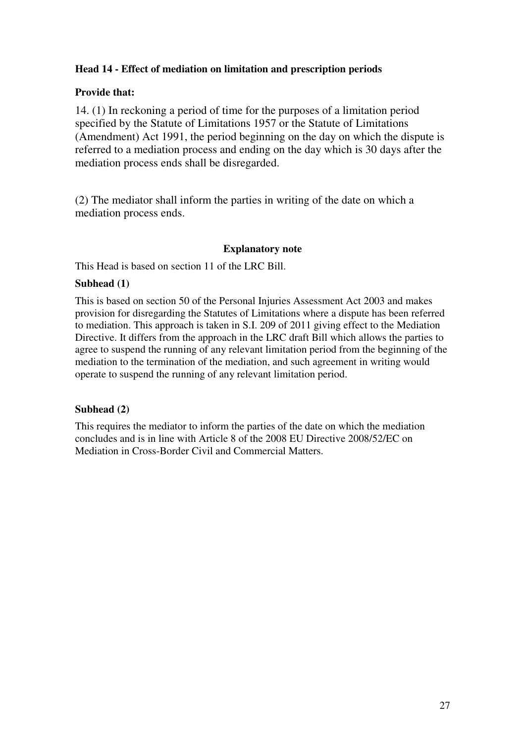**Head 14 - Effect of mediation on limitation and prescription periods**

**Provide that:**

14. (1) In reckoning a period of time for the purposes of a limitation period specified by the Statute of Limitations 1957 or the Statute of Limitations (Amendment) Act 1991, the period beginning on the day on which the dispute is referred to a mediation process and ending on the day which is 30 days after the mediation process ends shall be disregarded.

(2) The mediator shall inform the parties in writing of the date on which a mediation process ends.

**Explanatory note**

This Head is based on section 11 of the LRC Bill.

**Subhead (1)**

This is based on section 50 of the Personal Injuries Assessment Act 2003 and makes provision for disregarding the Statutes of Limitations where a dispute has been referred to mediation. This approach is taken in S.I. 209 of 2011 giving effect to the Mediation Directive. It differs from the approach in the LRC draft Bill which allows the parties to agree to suspend the running of any relevant limitation period from the beginning of the mediation to the termination of the mediation, and such agreement in writing would operate to suspend the running of any relevant limitation period.

**Subhead (2)**

This requires the mediator to inform the parties of the date on which the mediation concludes and is in line with Article 8 of the 2008 EU Directive 2008/52/EC on Mediation in Cross-Border Civil and Commercial Matters.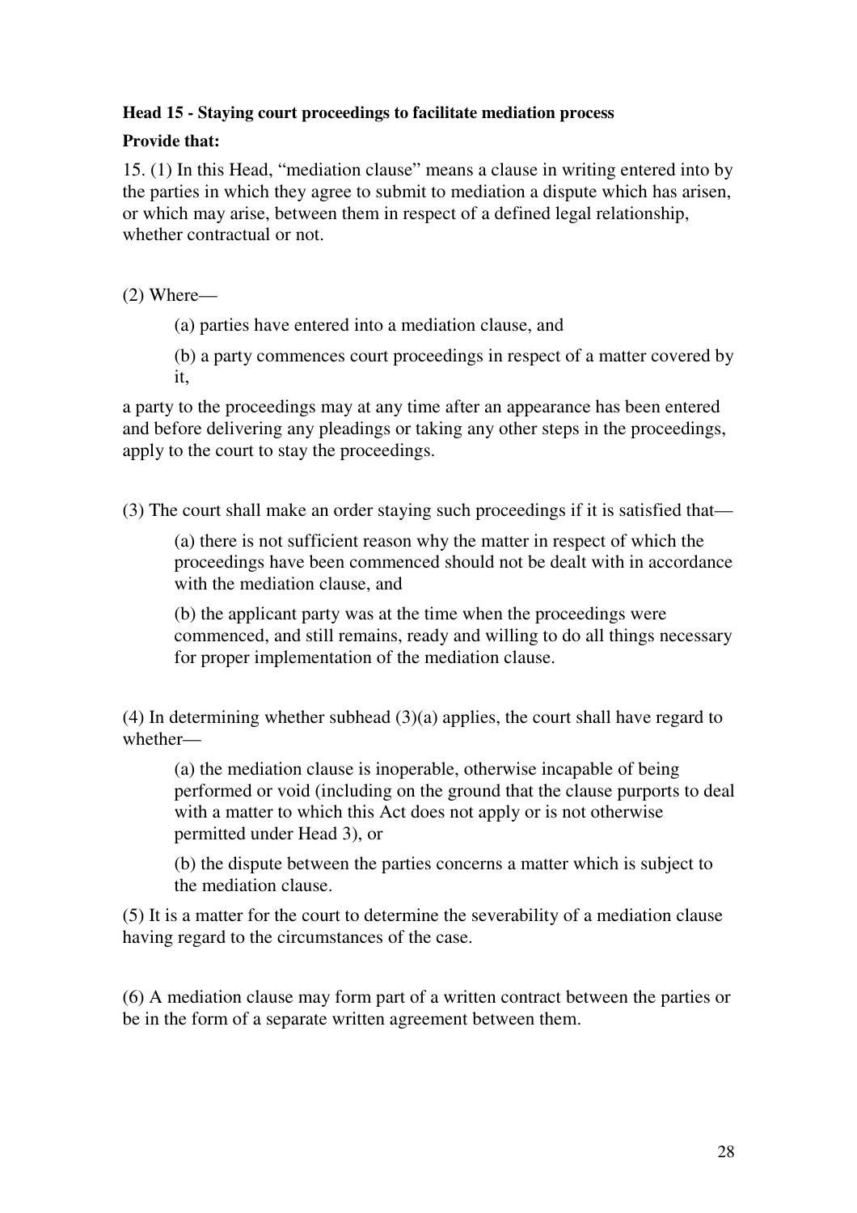**Head 15 - Staying court proceedings to facilitate mediation process**

**Provide that:**

15. (1) In this Head, "mediation clause" means a clause in writing entered into by the parties in which they agree to submit to mediation a dispute which has arisen, or which may arise, between them in respect of a defined legal relationship, whether contractual or not.

(2) Where—

(a) parties have entered into a mediation clause, and

(b) a party commences court proceedings in respect of a matter covered by it,

a party to the proceedings may at any time after an appearance has been entered and before delivering any pleadings or taking any other steps in the proceedings, apply to the court to stay the proceedings.

(3) The court shall make an order staying such proceedings if it is satisfied that—

(a) there is not sufficient reason why the matter in respect of which the proceedings have been commenced should not be dealt with in accordance with the mediation clause, and

(b) the applicant party was at the time when the proceedings were commenced, and still remains, ready and willing to do all things necessary for proper implementation of the mediation clause.

(4) In determining whether subhead (3)(a) applies, the court shall have regard to whether—

(a) the mediation clause is inoperable, otherwise incapable of being performed or void (including on the ground that the clause purports to deal with a matter to which this Act does not apply or is not otherwise permitted under Head 3), or

(b) the dispute between the parties concerns a matter which is subject to the mediation clause.

(5) It is a matter for the court to determine the severability of a mediation clause having regard to the circumstances of the case.

(6) A mediation clause may form part of a written contract between the parties or be in the form of a separate written agreement between them.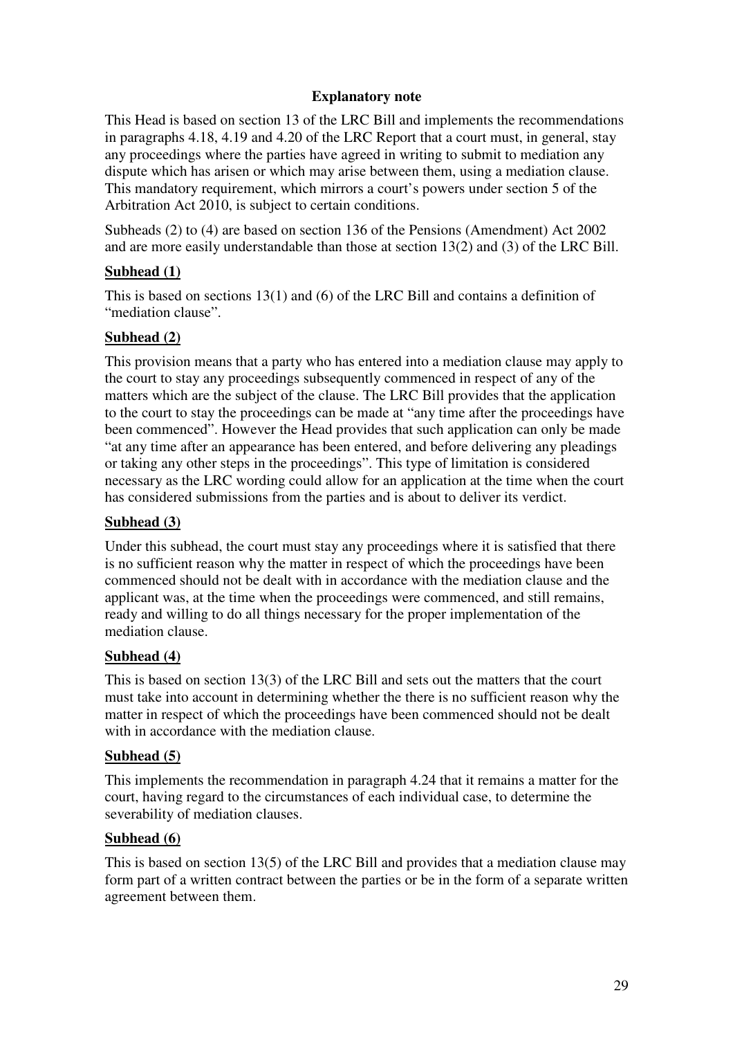**Explanatory note**

This Head is based on section 13 of the LRC Bill and implements the recommendations in paragraphs 4.18, 4.19 and 4.20 of the LRC Report that a court must, in general, stay any proceedings where the parties have agreed in writing to submit to mediation any dispute which has arisen or which may arise between them, using a mediation clause. This mandatory requirement, which mirrors a court's powers under section 5 of the Arbitration Act 2010, is subject to certain conditions.

Subheads (2) to (4) are based on section 136 of the Pensions (Amendment) Act 2002 and are more easily understandable than those at section 13(2) and (3) of the LRC Bill.

**Subhead (1)**

This is based on sections 13(1) and (6) of the LRC Bill and contains a definition of "mediation clause".

**Subhead (2)**

This provision means that a party who has entered into a mediation clause may apply to the court to stay any proceedings subsequently commenced in respect of any of the matters which are the subject of the clause. The LRC Bill provides that the application to the court to stay the proceedings can be made at "any time after the proceedings have been commenced". However the Head provides that such application can only be made "at any time after an appearance has been entered, and before delivering any pleadings or taking any other steps in the proceedings". This type of limitation is considered necessary as the LRC wording could allow for an application at the time when the court has considered submissions from the parties and is about to deliver its verdict.

**Subhead (3)**

Under this subhead, the court must stay any proceedings where it is satisfied that there is no sufficient reason why the matter in respect of which the proceedings have been commenced should not be dealt with in accordance with the mediation clause and the applicant was, at the time when the proceedings were commenced, and still remains, ready and willing to do all things necessary for the proper implementation of the mediation clause.

**Subhead (4)**

This is based on section 13(3) of the LRC Bill and sets out the matters that the court must take into account in determining whether the there is no sufficient reason why the matter in respect of which the proceedings have been commenced should not be dealt with in accordance with the mediation clause.

**Subhead (5)**

This implements the recommendation in paragraph 4.24 that it remains a matter for the court, having regard to the circumstances of each individual case, to determine the severability of mediation clauses.

**Subhead (6)**

This is based on section 13(5) of the LRC Bill and provides that a mediation clause may form part of a written contract between the parties or be in the form of a separate written agreement between them.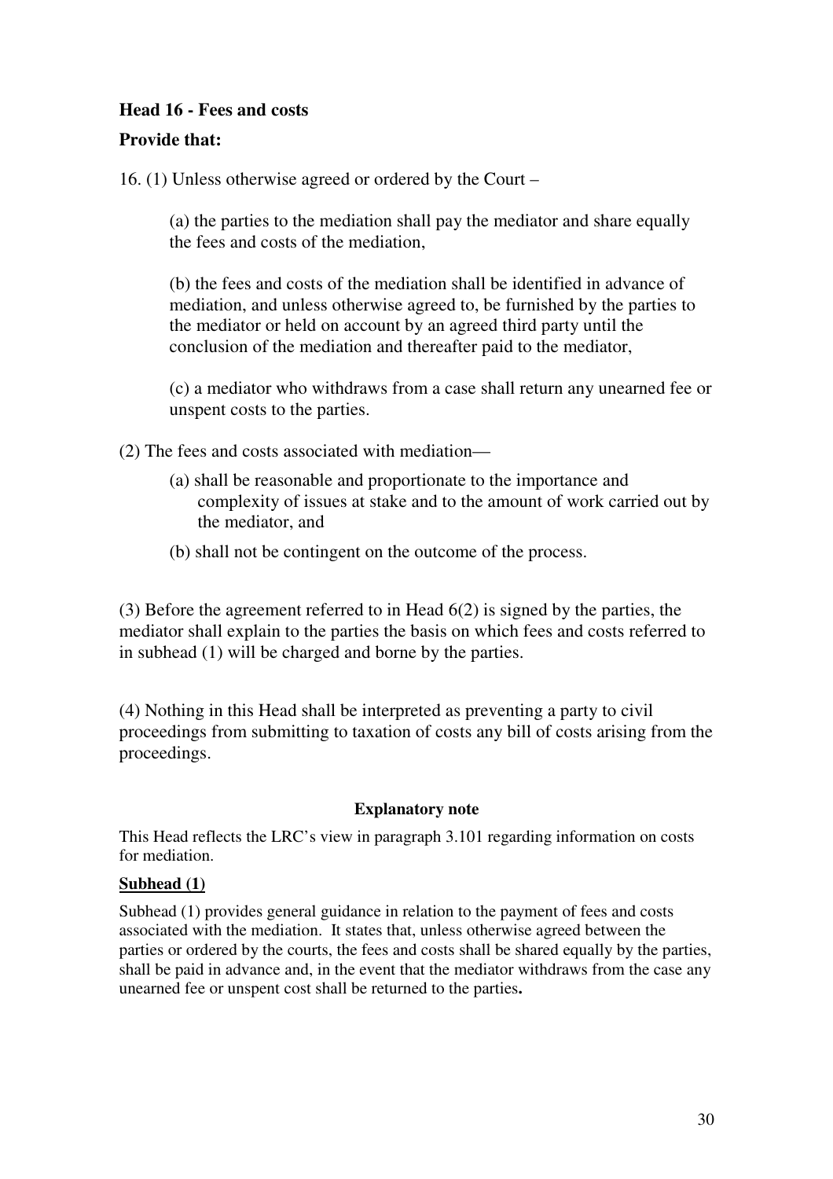**Head 16 - Fees and costs**

**Provide that:**

16. (1) Unless otherwise agreed or ordered by the Court –

(a) the parties to the mediation shall pay the mediator and share equally the fees and costs of the mediation,

(b) the fees and costs of the mediation shall be identified in advance of mediation, and unless otherwise agreed to, be furnished by the parties to the mediator or held on account by an agreed third party until the conclusion of the mediation and thereafter paid to the mediator,

(c) a mediator who withdraws from a case shall return any unearned fee or unspent costs to the parties.

(2) The fees and costs associated with mediation—

(a) shall be reasonable and proportionate to the importance and complexity of issues at stake and to the amount of work carried out by the mediator, and

(b) shall not be contingent on the outcome of the process.

(3) Before the agreement referred to in Head 6(2) is signed by the parties, the mediator shall explain to the parties the basis on which fees and costs referred to in subhead (1) will be charged and borne by the parties.

(4) Nothing in this Head shall be interpreted as preventing a party to civil proceedings from submitting to taxation of costs any bill of costs arising from the proceedings.

**Explanatory note**

This Head reflects the LRC's view in paragraph 3.101 regarding information on costs for mediation.

**Subhead (1)**

Subhead (1) provides general guidance in relation to the payment of fees and costs associated with the mediation. It states that, unless otherwise agreed between the parties or ordered by the courts, the fees and costs shall be shared equally by the parties, shall be paid in advance and, in the event that the mediator withdraws from the case any unearned fee or unspent cost shall be returned to the parties**.**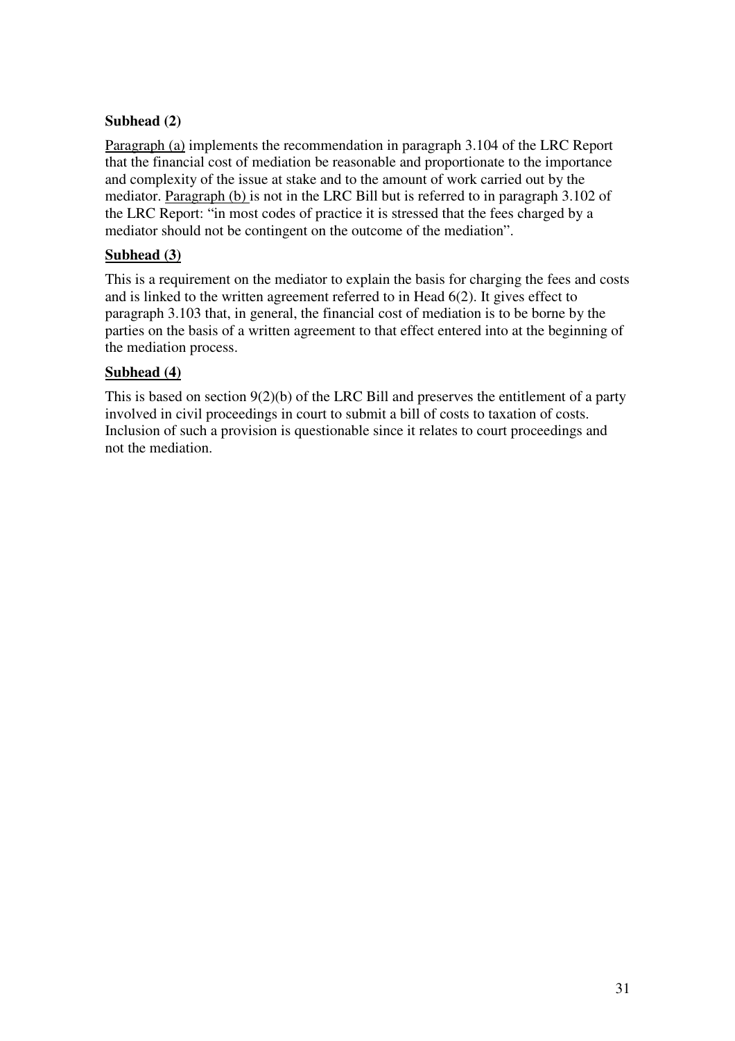**Subhead (2)**

Paragraph (a) implements the recommendation in paragraph 3.104 of the LRC Report that the financial cost of mediation be reasonable and proportionate to the importance and complexity of the issue at stake and to the amount of work carried out by the mediator. Paragraph (b) is not in the LRC Bill but is referred to in paragraph 3.102 of the LRC Report: "in most codes of practice it is stressed that the fees charged by a mediator should not be contingent on the outcome of the mediation".

**Subhead (3)**

This is a requirement on the mediator to explain the basis for charging the fees and costs and is linked to the written agreement referred to in Head 6(2). It gives effect to paragraph 3.103 that, in general, the financial cost of mediation is to be borne by the parties on the basis of a written agreement to that effect entered into at the beginning of the mediation process.

**Subhead (4)**

This is based on section 9(2)(b) of the LRC Bill and preserves the entitlement of a party involved in civil proceedings in court to submit a bill of costs to taxation of costs. Inclusion of such a provision is questionable since it relates to court proceedings and not the mediation.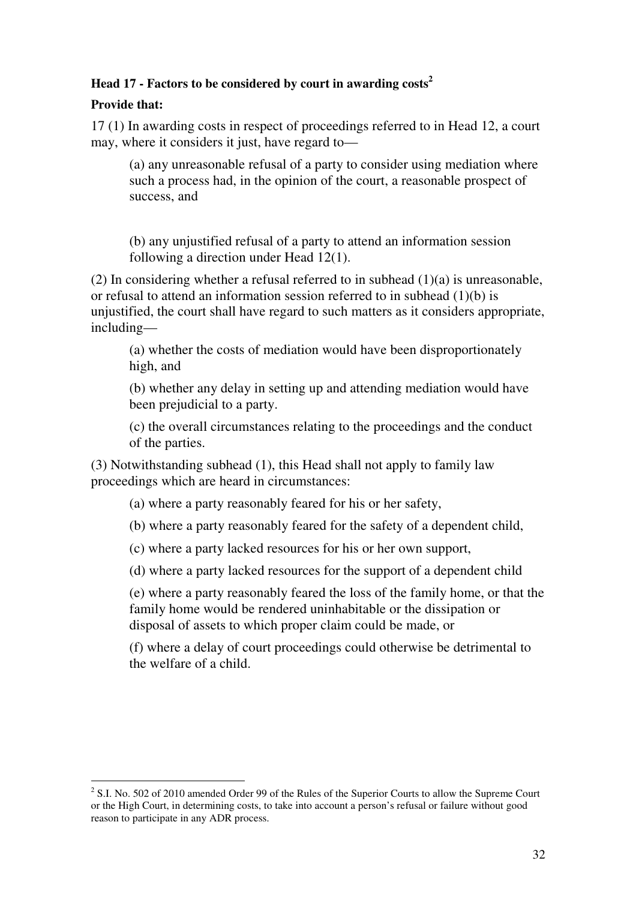**Head 17 - Factors to be considered by court in awarding costs[2]**

**Provide that:**

17 (1) In awarding costs in respect of proceedings referred to in Head 12, a court may, where it considers it just, have regard to—

(a) any unreasonable refusal of a party to consider using mediation where such a process had, in the opinion of the court, a reasonable prospect of success, and

(b) any unjustified refusal of a party to attend an information session following a direction under Head 12(1).

(2) In considering whether a refusal referred to in subhead (1)(a) is unreasonable, or refusal to attend an information session referred to in subhead (1)(b) is unjustified, the court shall have regard to such matters as it considers appropriate, including—

(a) whether the costs of mediation would have been disproportionately high, and

(b) whether any delay in setting up and attending mediation would have been prejudicial to a party.

(c) the overall circumstances relating to the proceedings and the conduct of the parties.

(3) Notwithstanding subhead (1), this Head shall not apply to family law proceedings which are heard in circumstances:

(a) where a party reasonably feared for his or her safety,

(b) where a party reasonably feared for the safety of a dependent child,

(c) where a party lacked resources for his or her own support,

(d) where a party lacked resources for the support of a dependent child

(e) where a party reasonably feared the loss of the family home, or that the family home would be rendered uninhabitable or the dissipation or disposal of assets to which proper claim could be made, or

(f) where a delay of court proceedings could otherwise be detrimental to the welfare of a child.

---

[2] S.I. No. 502 of 2010 amended Order 99 of the Rules of the Superior Courts to allow the Supreme Court or the High Court, in determining costs, to take into account a person's refusal or failure without good reason to participate in any ADR process.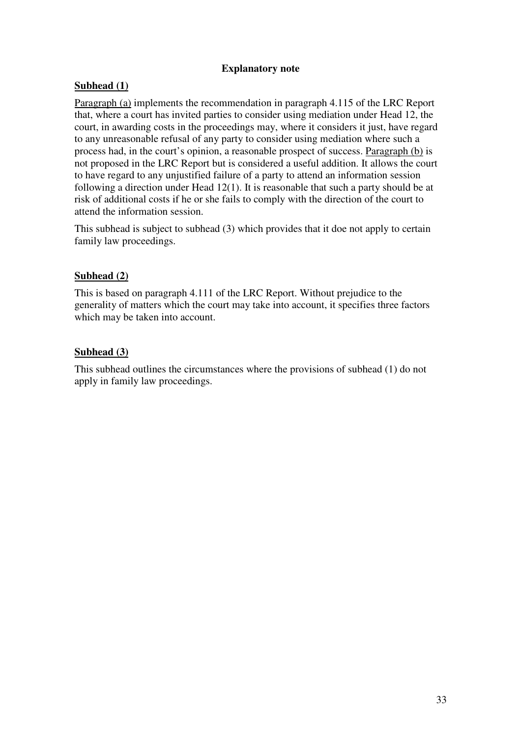**Explanatory note**

**Subhead (1)**

Paragraph (a) implements the recommendation in paragraph 4.115 of the LRC Report that, where a court has invited parties to consider using mediation under Head 12, the court, in awarding costs in the proceedings may, where it considers it just, have regard to any unreasonable refusal of any party to consider using mediation where such a process had, in the court's opinion, a reasonable prospect of success. Paragraph (b) is not proposed in the LRC Report but is considered a useful addition. It allows the court to have regard to any unjustified failure of a party to attend an information session following a direction under Head 12(1). It is reasonable that such a party should be at risk of additional costs if he or she fails to comply with the direction of the court to attend the information session.

This subhead is subject to subhead (3) which provides that it doe not apply to certain family law proceedings.

**Subhead (2)**

This is based on paragraph 4.111 of the LRC Report. Without prejudice to the generality of matters which the court may take into account, it specifies three factors which may be taken into account.

**Subhead (3)**

This subhead outlines the circumstances where the provisions of subhead (1) do not apply in family law proceedings.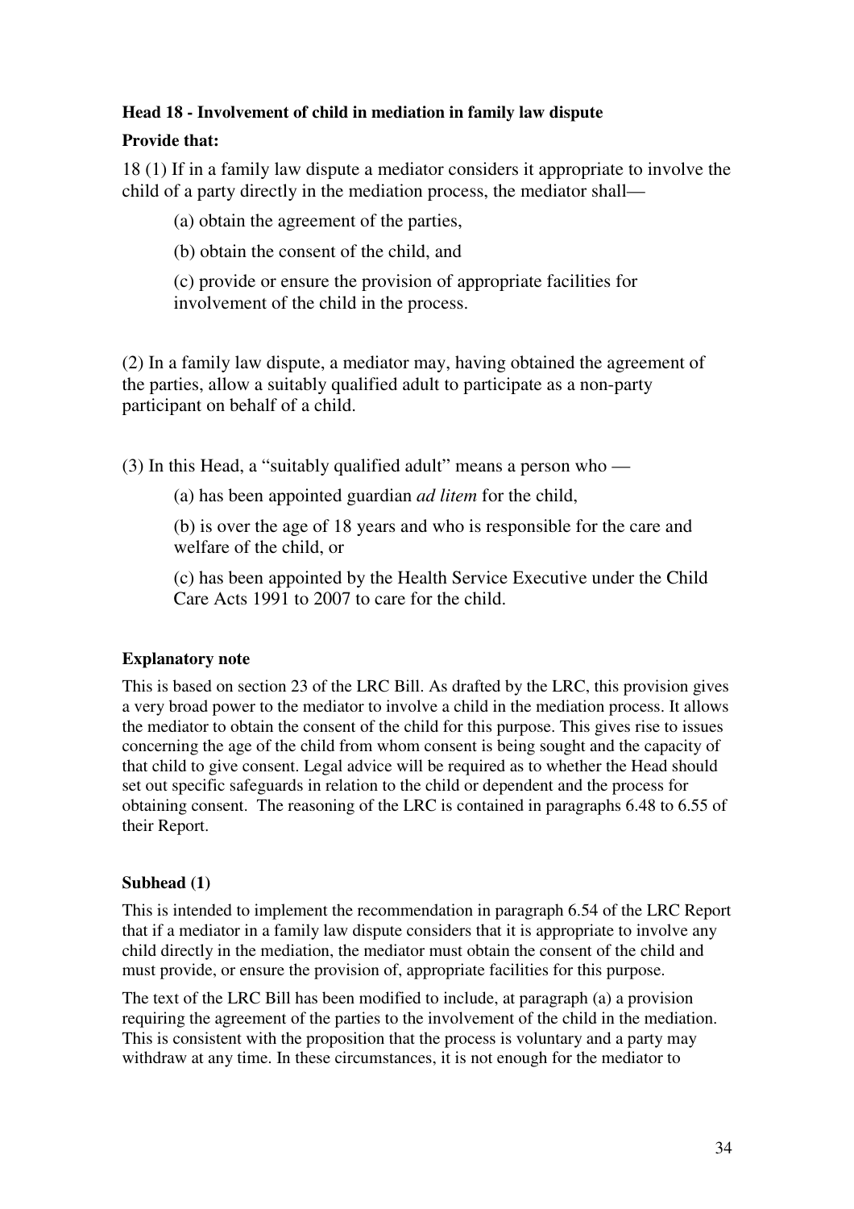**Head 18 - Involvement of child in mediation in family law dispute**

**Provide that:**

18 (1) If in a family law dispute a mediator considers it appropriate to involve the child of a party directly in the mediation process, the mediator shall—

(a) obtain the agreement of the parties,

(b) obtain the consent of the child, and

(c) provide or ensure the provision of appropriate facilities for involvement of the child in the process.

(2) In a family law dispute, a mediator may, having obtained the agreement of the parties, allow a suitably qualified adult to participate as a non-party participant on behalf of a child.

(3) In this Head, a "suitably qualified adult" means a person who —

(a) has been appointed guardian *ad litem* for the child,

(b) is over the age of 18 years and who is responsible for the care and welfare of the child, or

(c) has been appointed by the Health Service Executive under the Child Care Acts 1991 to 2007 to care for the child.

**Explanatory note**

This is based on section 23 of the LRC Bill. As drafted by the LRC, this provision gives a very broad power to the mediator to involve a child in the mediation process. It allows the mediator to obtain the consent of the child for this purpose. This gives rise to issues concerning the age of the child from whom consent is being sought and the capacity of that child to give consent. Legal advice will be required as to whether the Head should set out specific safeguards in relation to the child or dependent and the process for obtaining consent. The reasoning of the LRC is contained in paragraphs 6.48 to 6.55 of their Report.

**Subhead (1)**

This is intended to implement the recommendation in paragraph 6.54 of the LRC Report that if a mediator in a family law dispute considers that it is appropriate to involve any child directly in the mediation, the mediator must obtain the consent of the child and must provide, or ensure the provision of, appropriate facilities for this purpose.

The text of the LRC Bill has been modified to include, at paragraph (a) a provision requiring the agreement of the parties to the involvement of the child in the mediation. This is consistent with the proposition that the process is voluntary and a party may withdraw at any time. In these circumstances, it is not enough for the mediator to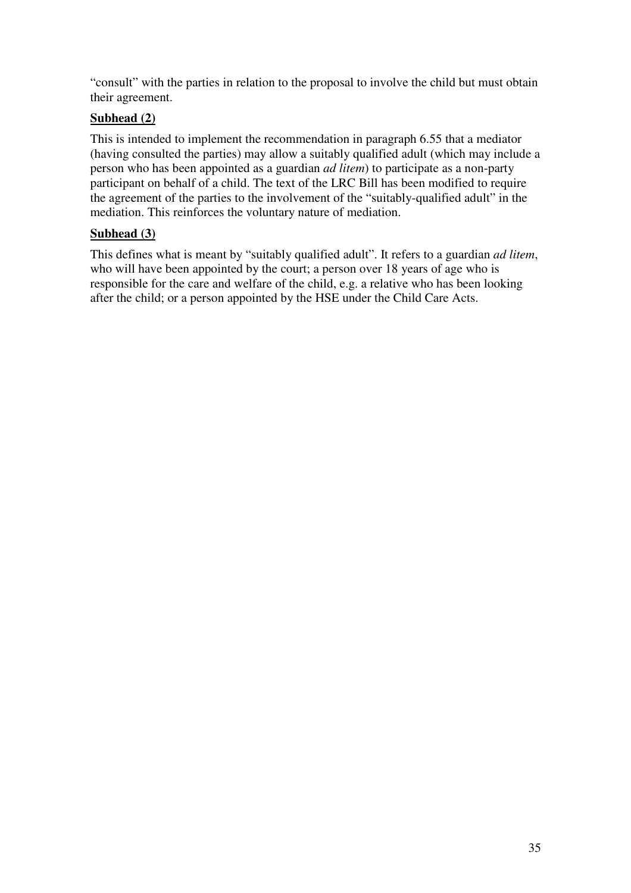"consult" with the parties in relation to the proposal to involve the child but must obtain their agreement.

**Subhead (2)**

This is intended to implement the recommendation in paragraph 6.55 that a mediator (having consulted the parties) may allow a suitably qualified adult (which may include a person who has been appointed as a guardian *ad litem*) to participate as a non-party participant on behalf of a child. The text of the LRC Bill has been modified to require the agreement of the parties to the involvement of the "suitably-qualified adult" in the mediation. This reinforces the voluntary nature of mediation.

**Subhead (3)**

This defines what is meant by "suitably qualified adult". It refers to a guardian *ad litem*, who will have been appointed by the court; a person over 18 years of age who is responsible for the care and welfare of the child, e.g. a relative who has been looking after the child; or a person appointed by the HSE under the Child Care Acts.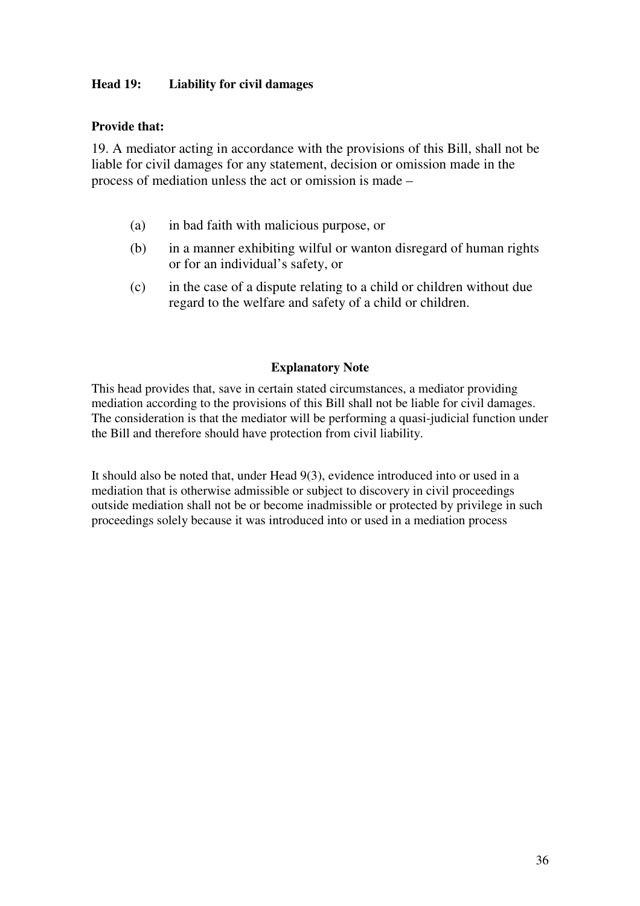**Head 19: Liability for civil damages**

**Provide that:**

19. A mediator acting in accordance with the provisions of this Bill, shall not be liable for civil damages for any statement, decision or omission made in the process of mediation unless the act or omission is made –

(a) in bad faith with malicious purpose, or

(b) in a manner exhibiting wilful or wanton disregard of human rights or for an individual's safety, or

(c) in the case of a dispute relating to a child or children without due regard to the welfare and safety of a child or children.

**Explanatory Note**

This head provides that, save in certain stated circumstances, a mediator providing mediation according to the provisions of this Bill shall not be liable for civil damages. The consideration is that the mediator will be performing a quasi-judicial function under the Bill and therefore should have protection from civil liability.

It should also be noted that, under Head 9(3), evidence introduced into or used in a mediation that is otherwise admissible or subject to discovery in civil proceedings outside mediation shall not be or become inadmissible or protected by privilege in such proceedings solely because it was introduced into or used in a mediation process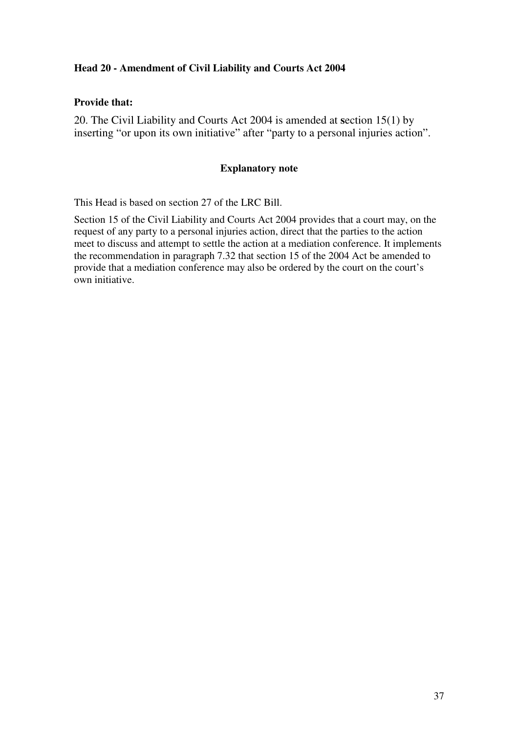**Head 20 - Amendment of Civil Liability and Courts Act 2004**

**Provide that:**

20. The Civil Liability and Courts Act 2004 is amended at **s**ection 15(1) by inserting “or upon its own initiative” after “party to a personal injuries action”.

**Explanatory note**

This Head is based on section 27 of the LRC Bill.

Section 15 of the Civil Liability and Courts Act 2004 provides that a court may, on the request of any party to a personal injuries action, direct that the parties to the action meet to discuss and attempt to settle the action at a mediation conference. It implements the recommendation in paragraph 7.32 that section 15 of the 2004 Act be amended to provide that a mediation conference may also be ordered by the court on the court’s own initiative.